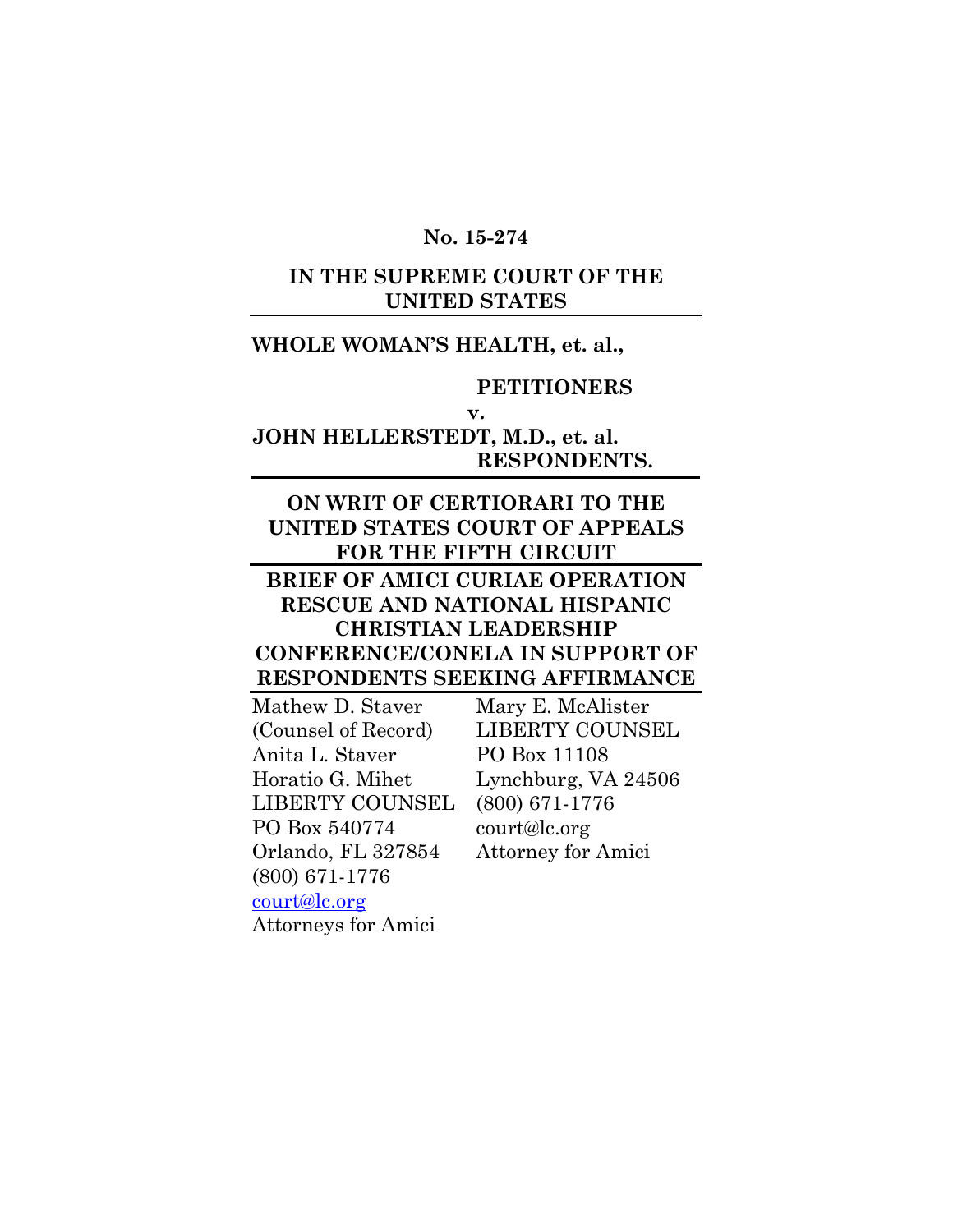**No. 15-274**

**IN THE SUPREME COURT OF THE UNITED STATES**

---

**WHOLE WOMAN'S HEALTH, et. al.,**

**PETITIONERS**

**v.**

**JOHN HELLERSTEDT, M.D., et. al.**

**RESPONDENTS.**

---

**ON WRIT OF CERTIORARI TO THE UNITED STATES COURT OF APPEALS FOR THE FIFTH CIRCUIT**

---

**BRIEF OF AMICI CURIAE OPERATION RESCUE AND NATIONAL HISPANIC CHRISTIAN LEADERSHIP CONFERENCE/CONELA IN SUPPORT OF RESPONDENTS SEEKING AFFIRMANCE**

---

Mathew D. Staver
(Counsel of Record)
Anita L. Staver
Horatio G. Mihet
LIBERTY COUNSEL
PO Box 540774
Orlando, FL 327854
(800) 671-1776
court@lc.org
Attorneys for Amici

Mary E. McAlister
LIBERTY COUNSEL
PO Box 11108
Lynchburg, VA 24506
(800) 671-1776
court@lc.org
Attorney for Amici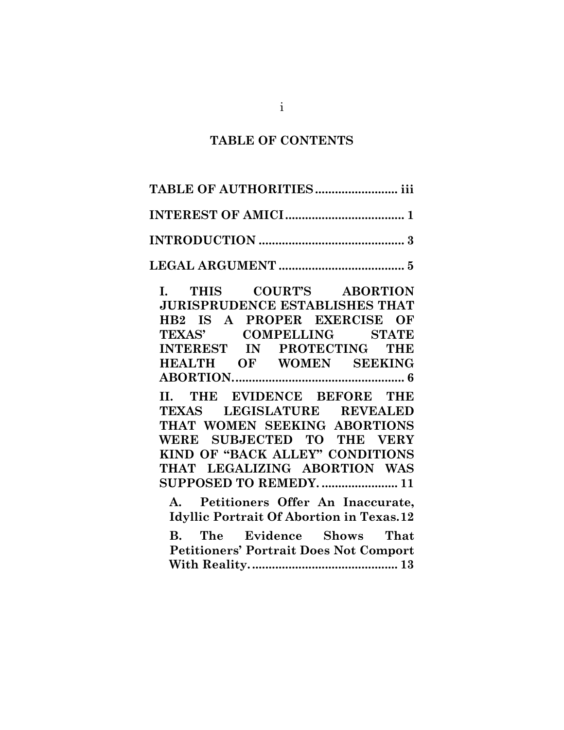# TABLE OF CONTENTS

**TABLE OF AUTHORITIES** ........................ **iii**

**INTEREST OF AMICI** .................................... **1**

**INTRODUCTION** ............................................ **3**

**LEGAL ARGUMENT** ...................................... **5**

**I. THIS COURT'S ABORTION JURISPRUDENCE ESTABLISHES THAT HB2 IS A PROPER EXERCISE OF TEXAS' COMPELLING STATE INTEREST IN PROTECTING THE HEALTH OF WOMEN SEEKING ABORTION.** ................................................... **6**

**II. THE EVIDENCE BEFORE THE TEXAS LEGISLATURE REVEALED THAT WOMEN SEEKING ABORTIONS WERE SUBJECTED TO THE VERY KIND OF "BACK ALLEY" CONDITIONS THAT LEGALIZING ABORTION WAS SUPPOSED TO REMEDY.** ...................... **11**

**A. Petitioners Offer An Inaccurate, Idyllic Portrait Of Abortion in Texas.** **12**

**B. The Evidence Shows That Petitioners' Portrait Does Not Comport With Reality.** ........................................... **13**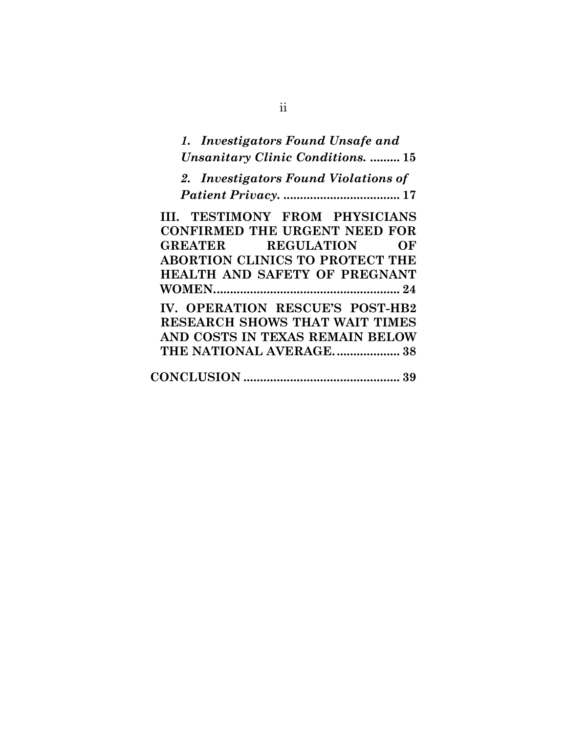*1. Investigators Found Unsafe and Unsanitary Clinic Conditions.* ......... **15**

*2. Investigators Found Violations of Patient Privacy.* ................................... **17**

**III. TESTIMONY FROM PHYSICIANS CONFIRMED THE URGENT NEED FOR GREATER REGULATION OF ABORTION CLINICS TO PROTECT THE HEALTH AND SAFETY OF PREGNANT WOMEN.......................................................... 24**

**IV. OPERATION RESCUE'S POST-HB2 RESEARCH SHOWS THAT WAIT TIMES AND COSTS IN TEXAS REMAIN BELOW THE NATIONAL AVERAGE.................... 38**

**CONCLUSION ............................................... 39**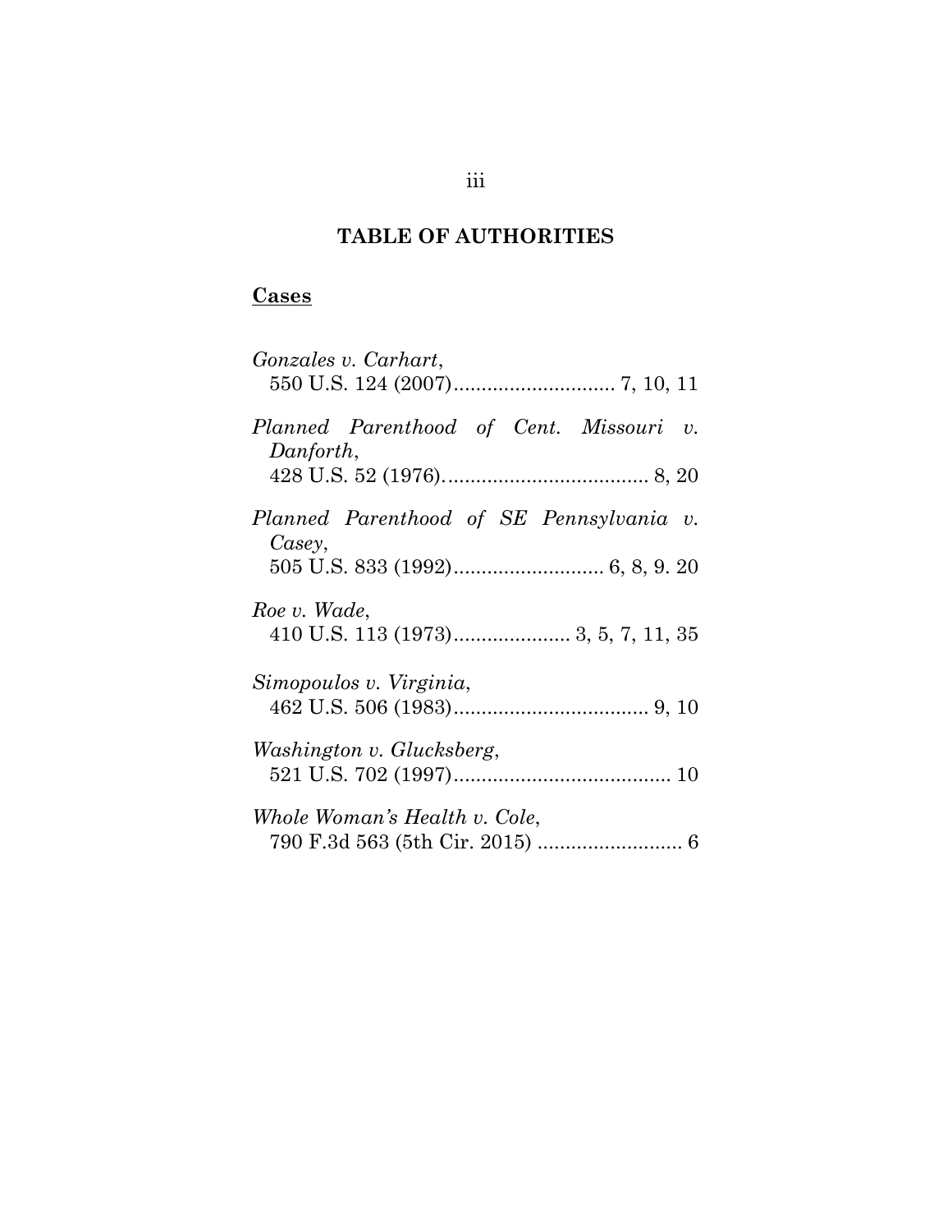## TABLE OF AUTHORITIES

### Cases

*Gonzales v. Carhart*,
550 U.S. 124 (2007)............................. 7, 10, 11

*Planned Parenthood of Cent. Missouri v. Danforth*,
428 U.S. 52 (1976)..................................... 8, 20

*Planned Parenthood of SE Pennsylvania v. Casey*,
505 U.S. 833 (1992)........................... 6, 8, 9. 20

*Roe v. Wade*,
410 U.S. 113 (1973)..................... 3, 5, 7, 11, 35

*Simopoulos v. Virginia*,
462 U.S. 506 (1983)................................... 9, 10

*Washington v. Glucksberg*,
521 U.S. 702 (1997)....................................... 10

*Whole Woman's Health v. Cole*,
790 F.3d 563 (5th Cir. 2015) .......................... 6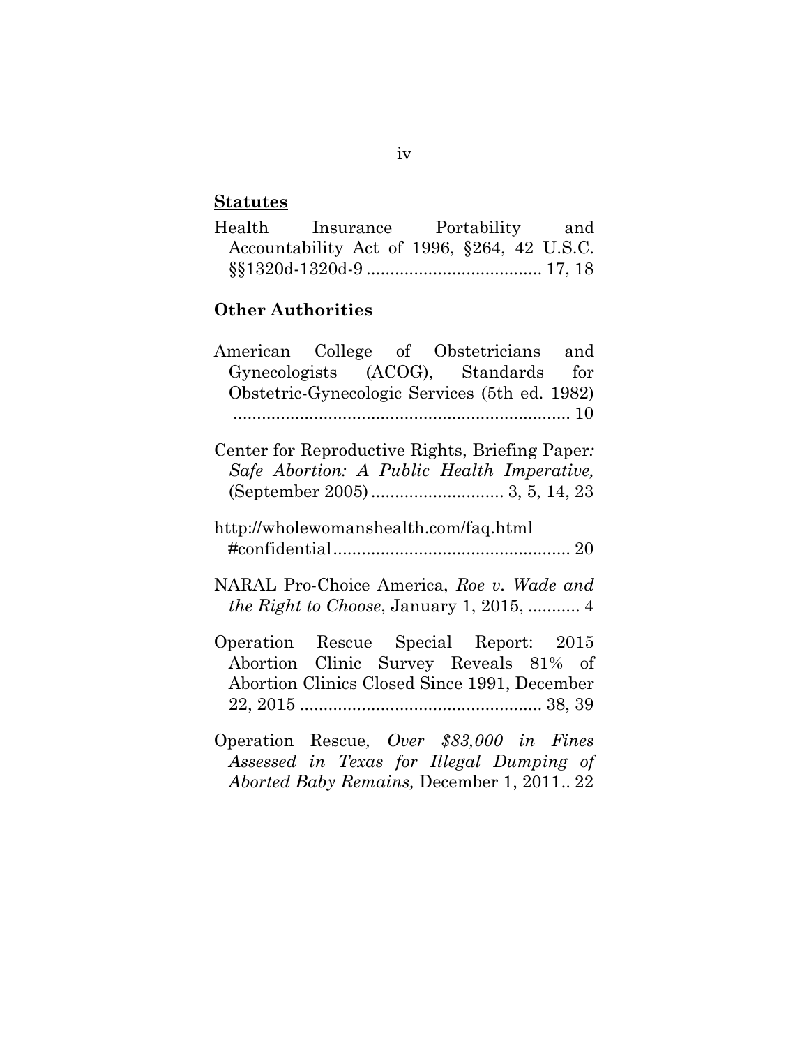**Statutes**

Health Insurance Portability and Accountability Act of 1996, §264, 42 U.S.C. §§1320d-1320d-9 .................................... 17, 18

**Other Authorities**

American College of Obstetricians and Gynecologists (ACOG), Standards for Obstetric-Gynecologic Services (5th ed. 1982) ...................................................................... 10

Center for Reproductive Rights, Briefing Paper*: Safe Abortion: A Public Health Imperative,* (September 2005) ........................... 3, 5, 14, 23

http://wholewomanshealth.com/faq.html #confidential................................................. 20

NARAL Pro-Choice America, *Roe v. Wade and the Right to Choose*, January 1, 2015, ........... 4

Operation Rescue Special Report: 2015 Abortion Clinic Survey Reveals 81% of Abortion Clinics Closed Since 1991, December 22, 2015 .................................................. 38, 39

Operation Rescue*, Over $83,000 in Fines Assessed in Texas for Illegal Dumping of Aborted Baby Remains,* December 1, 2011.. 22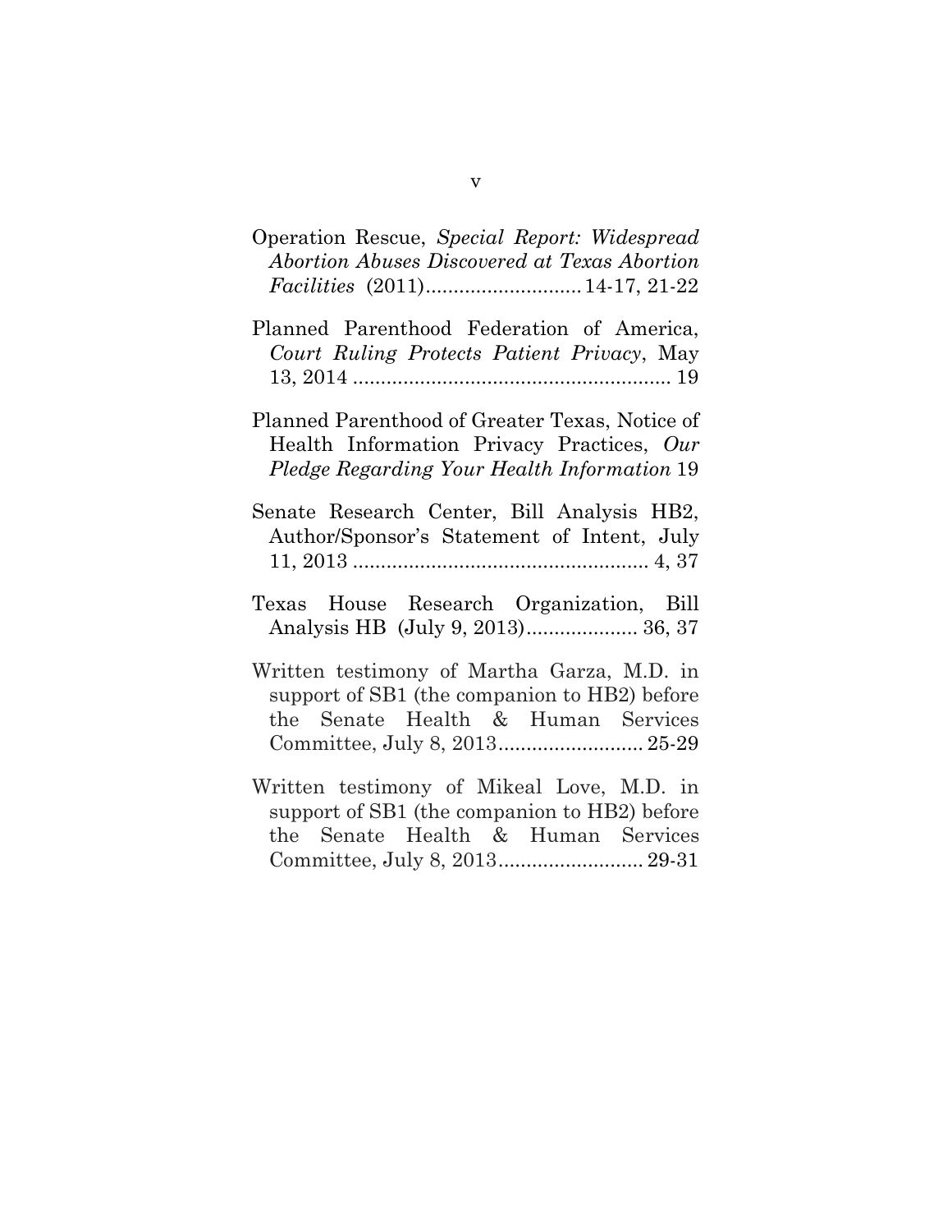Operation Rescue, *Special Report: Widespread Abortion Abuses Discovered at Texas Abortion Facilities* (2011)............................14-17, 21-22

Planned Parenthood Federation of America, *Court Ruling Protects Patient Privacy*, May 13, 2014 ......................................................... 19

Planned Parenthood of Greater Texas, Notice of Health Information Privacy Practices, *Our Pledge Regarding Your Health Information* 19

Senate Research Center, Bill Analysis HB2, Author/Sponsor's Statement of Intent, July 11, 2013 ..................................................... 4, 37

Texas House Research Organization, Bill Analysis HB (July 9, 2013).................... 36, 37

Written testimony of Martha Garza, M.D. in support of SB1 (the companion to HB2) before the Senate Health & Human Services Committee, July 8, 2013.......................... 25-29

Written testimony of Mikeal Love, M.D. in support of SB1 (the companion to HB2) before the Senate Health & Human Services Committee, July 8, 2013.......................... 29-31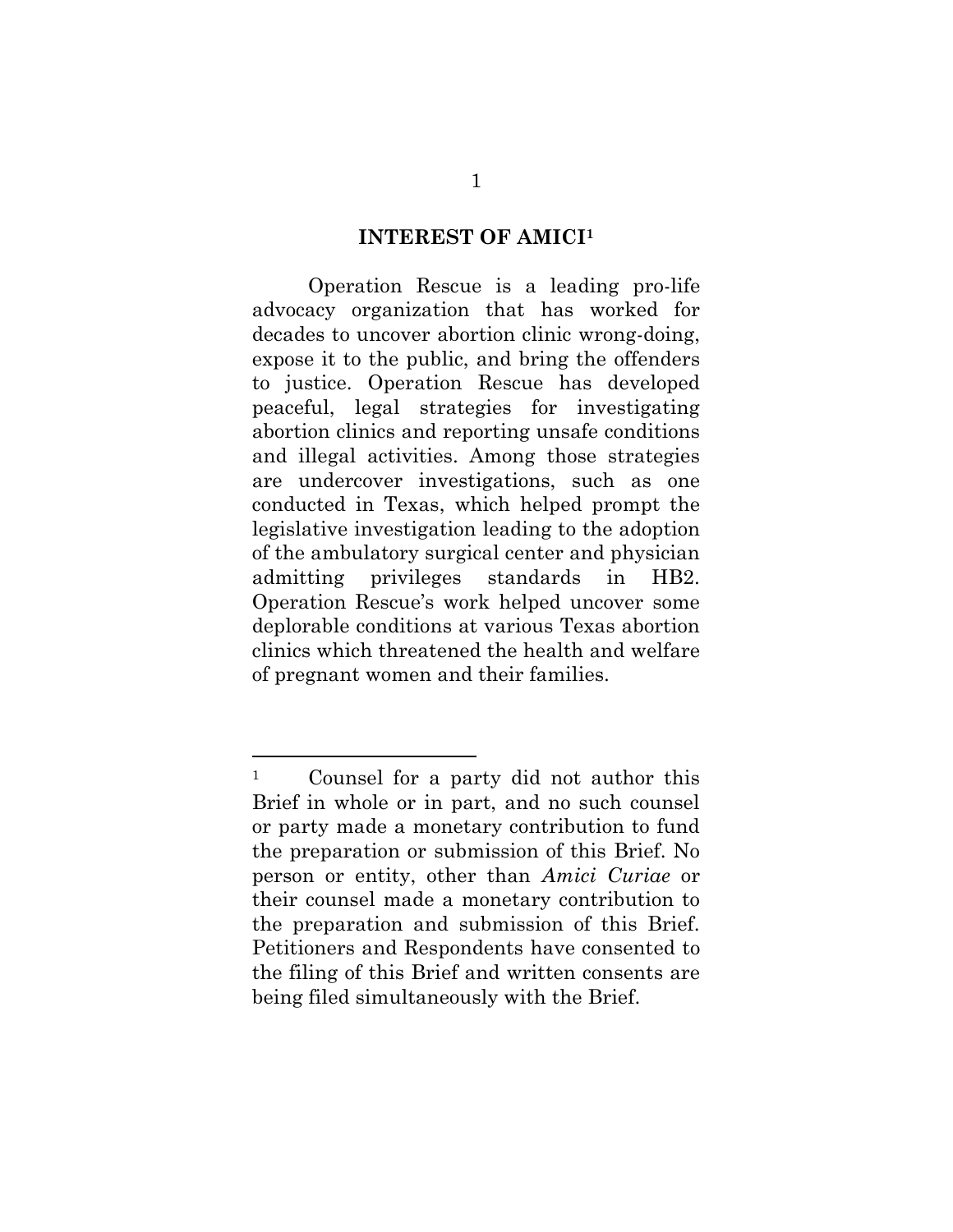## INTEREST OF AMICI[1]

Operation Rescue is a leading pro-life advocacy organization that has worked for decades to uncover abortion clinic wrong-doing, expose it to the public, and bring the offenders to justice. Operation Rescue has developed peaceful, legal strategies for investigating abortion clinics and reporting unsafe conditions and illegal activities. Among those strategies are undercover investigations, such as one conducted in Texas, which helped prompt the legislative investigation leading to the adoption of the ambulatory surgical center and physician admitting privileges standards in HB2. Operation Rescue's work helped uncover some deplorable conditions at various Texas abortion clinics which threatened the health and welfare of pregnant women and their families.

---

[1] Counsel for a party did not author this Brief in whole or in part, and no such counsel or party made a monetary contribution to fund the preparation or submission of this Brief. No person or entity, other than *Amici Curiae* or their counsel made a monetary contribution to the preparation and submission of this Brief. Petitioners and Respondents have consented to the filing of this Brief and written consents are being filed simultaneously with the Brief.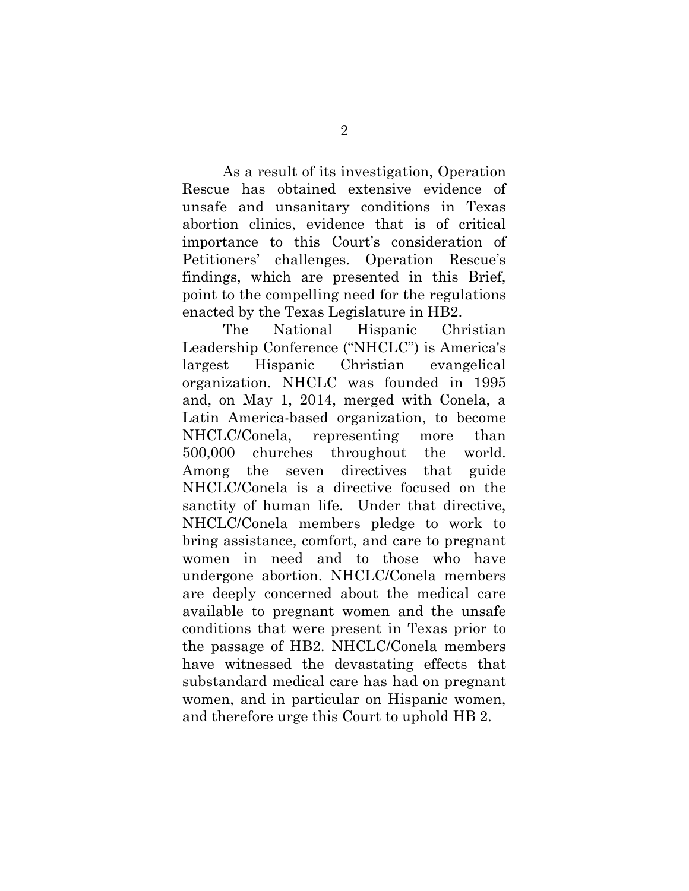As a result of its investigation, Operation Rescue has obtained extensive evidence of unsafe and unsanitary conditions in Texas abortion clinics, evidence that is of critical importance to this Court's consideration of Petitioners' challenges. Operation Rescue's findings, which are presented in this Brief, point to the compelling need for the regulations enacted by the Texas Legislature in HB2.

The National Hispanic Christian Leadership Conference ("NHCLC") is America's largest Hispanic Christian evangelical organization. NHCLC was founded in 1995 and, on May 1, 2014, merged with Conela, a Latin America-based organization, to become NHCLC/Conela, representing more than 500,000 churches throughout the world. Among the seven directives that guide NHCLC/Conela is a directive focused on the sanctity of human life. Under that directive, NHCLC/Conela members pledge to work to bring assistance, comfort, and care to pregnant women in need and to those who have undergone abortion. NHCLC/Conela members are deeply concerned about the medical care available to pregnant women and the unsafe conditions that were present in Texas prior to the passage of HB2. NHCLC/Conela members have witnessed the devastating effects that substandard medical care has had on pregnant women, and in particular on Hispanic women, and therefore urge this Court to uphold HB 2.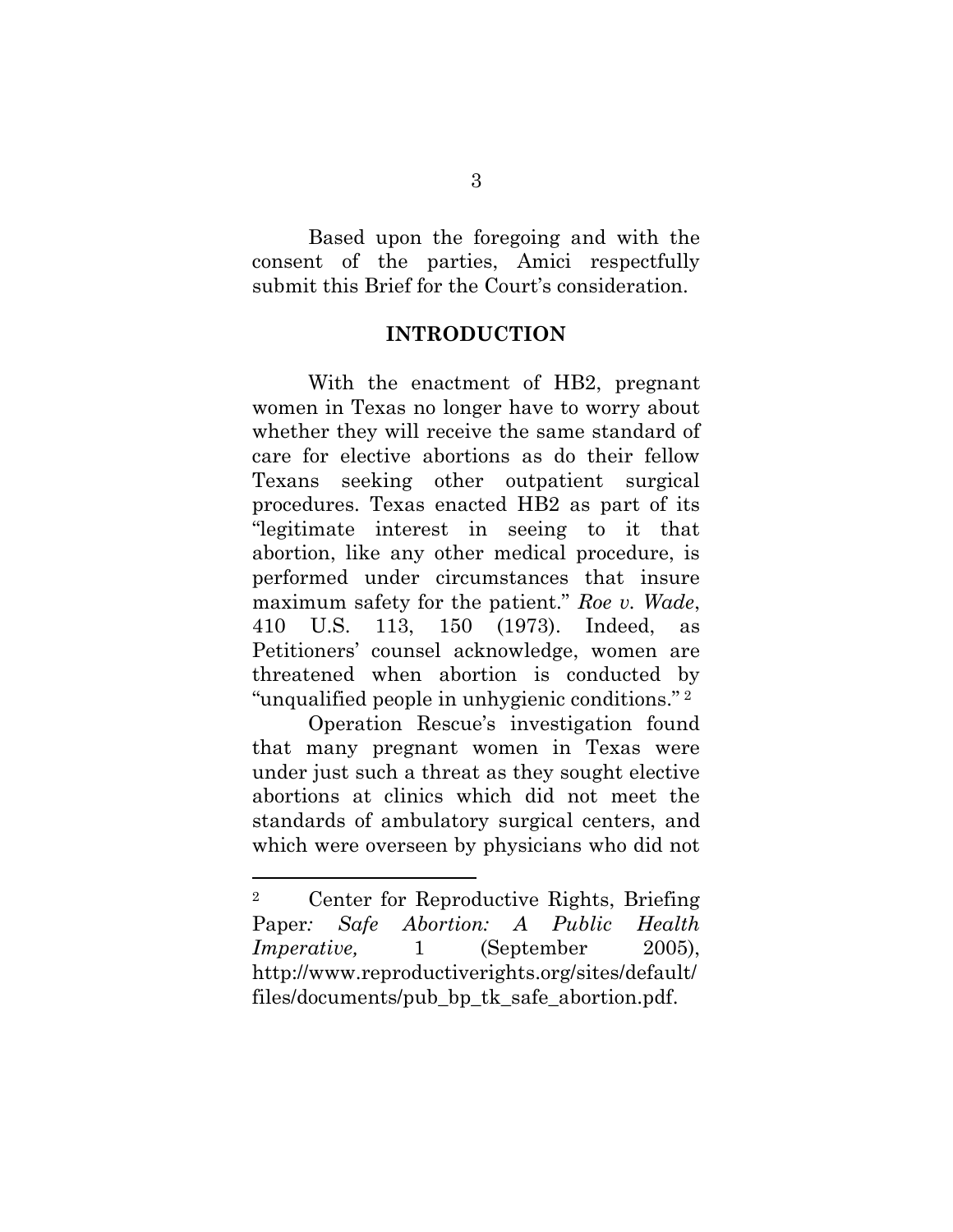Based upon the foregoing and with the consent of the parties, Amici respectfully submit this Brief for the Court's consideration.

## INTRODUCTION

With the enactment of HB2, pregnant women in Texas no longer have to worry about whether they will receive the same standard of care for elective abortions as do their fellow Texans seeking other outpatient surgical procedures. Texas enacted HB2 as part of its "legitimate interest in seeing to it that abortion, like any other medical procedure, is performed under circumstances that insure maximum safety for the patient." *Roe v. Wade*, 410 U.S. 113, 150 (1973). Indeed, as Petitioners' counsel acknowledge, women are threatened when abortion is conducted by "unqualified people in unhygienic conditions." [2]

Operation Rescue's investigation found that many pregnant women in Texas were under just such a threat as they sought elective abortions at clinics which did not meet the standards of ambulatory surgical centers, and which were overseen by physicians who did not

[2] Center for Reproductive Rights, Briefing Paper*: Safe Abortion: A Public Health Imperative,* 1 (September 2005), http://www.reproductiverights.org/sites/default/files/documents/pub_bp_tk_safe_abortion.pdf.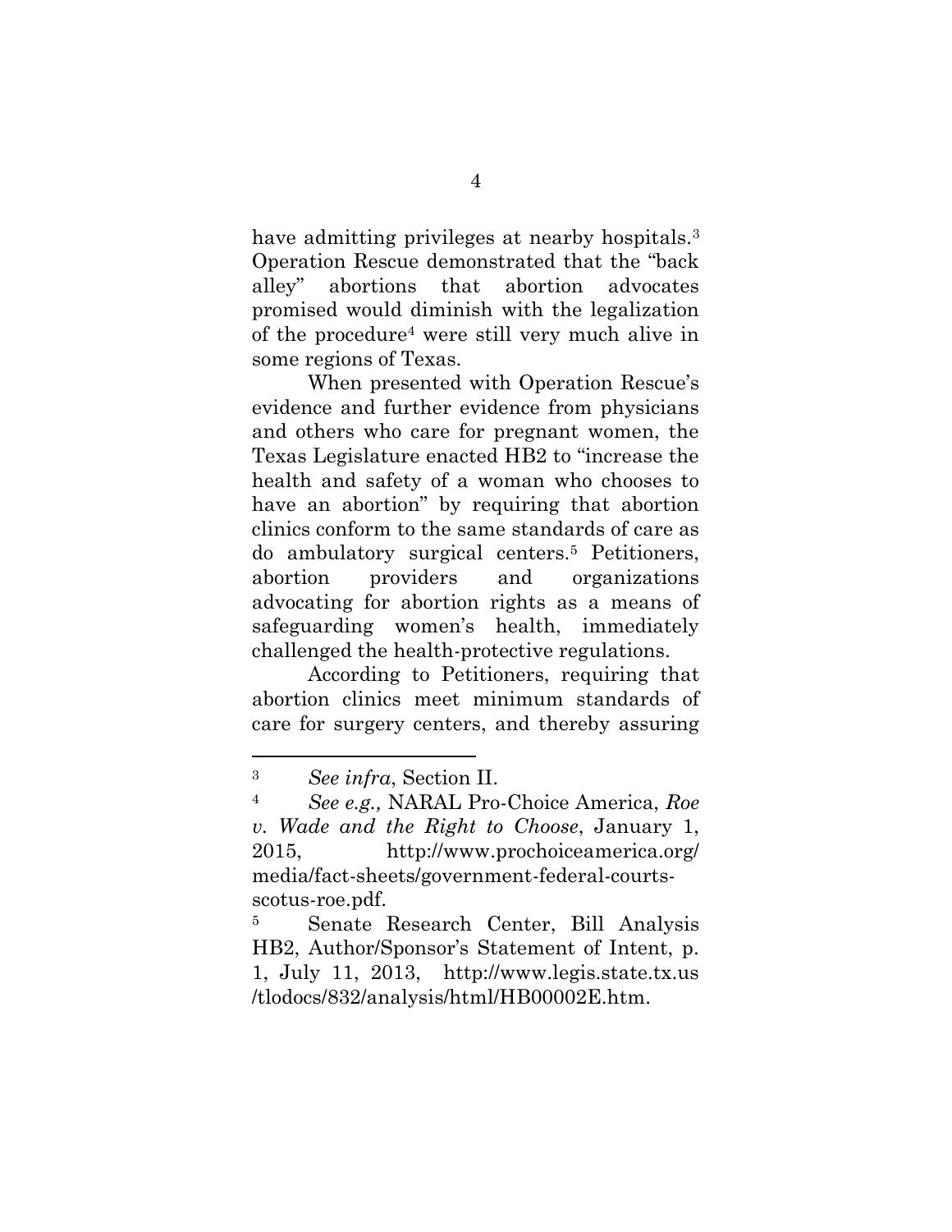have admitting privileges at nearby hospitals.[3] Operation Rescue demonstrated that the "back alley" abortions that abortion advocates promised would diminish with the legalization of the procedure[4] were still very much alive in some regions of Texas.

When presented with Operation Rescue's evidence and further evidence from physicians and others who care for pregnant women, the Texas Legislature enacted HB2 to "increase the health and safety of a woman who chooses to have an abortion" by requiring that abortion clinics conform to the same standards of care as do ambulatory surgical centers.[5] Petitioners, abortion providers and organizations advocating for abortion rights as a means of safeguarding women's health, immediately challenged the health-protective regulations.

According to Petitioners, requiring that abortion clinics meet minimum standards of care for surgery centers, and thereby assuring

---

[3] *See infra*, Section II.

[4] *See e.g.,* NARAL Pro-Choice America, *Roe v. Wade and the Right to Choose*, January 1, 2015, http://www.prochoiceamerica.org/media/fact-sheets/government-federal-courts-scotus-roe.pdf.

[5] Senate Research Center, Bill Analysis HB2, Author/Sponsor's Statement of Intent, p. 1, July 11, 2013, http://www.legis.state.tx.us/tlodocs/832/analysis/html/HB00002E.htm.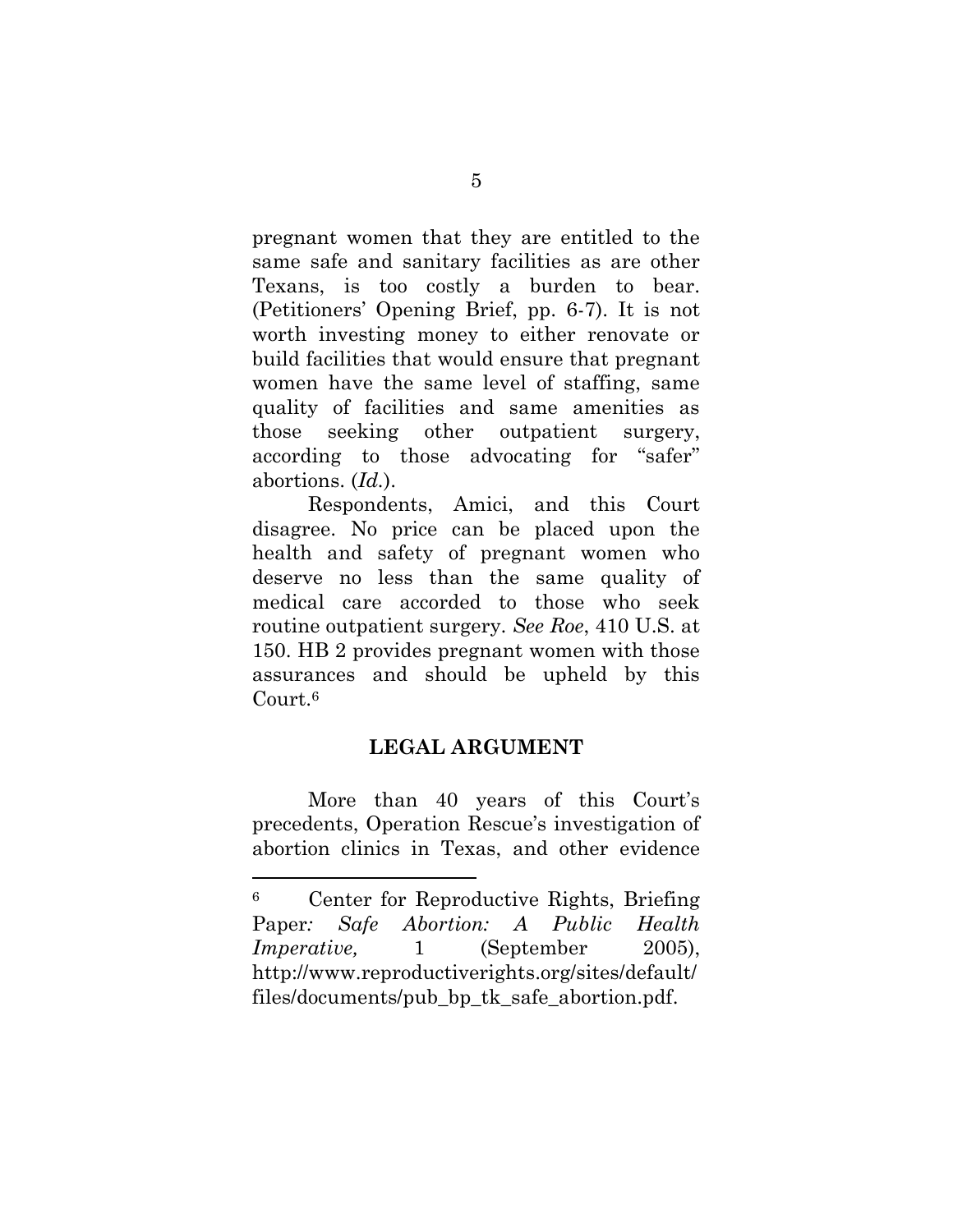pregnant women that they are entitled to the same safe and sanitary facilities as are other Texans, is too costly a burden to bear. (Petitioners' Opening Brief, pp. 6-7). It is not worth investing money to either renovate or build facilities that would ensure that pregnant women have the same level of staffing, same quality of facilities and same amenities as those seeking other outpatient surgery, according to those advocating for "safer" abortions. (*Id.*).

Respondents, Amici, and this Court disagree. No price can be placed upon the health and safety of pregnant women who deserve no less than the same quality of medical care accorded to those who seek routine outpatient surgery. *See Roe*, 410 U.S. at 150. HB 2 provides pregnant women with those assurances and should be upheld by this Court.[6]

## LEGAL ARGUMENT

More than 40 years of this Court's precedents, Operation Rescue's investigation of abortion clinics in Texas, and other evidence

---

[6] Center for Reproductive Rights, Briefing Paper*: Safe Abortion: A Public Health Imperative,* 1 (September 2005), http://www.reproductiverights.org/sites/default/files/documents/pub_bp_tk_safe_abortion.pdf.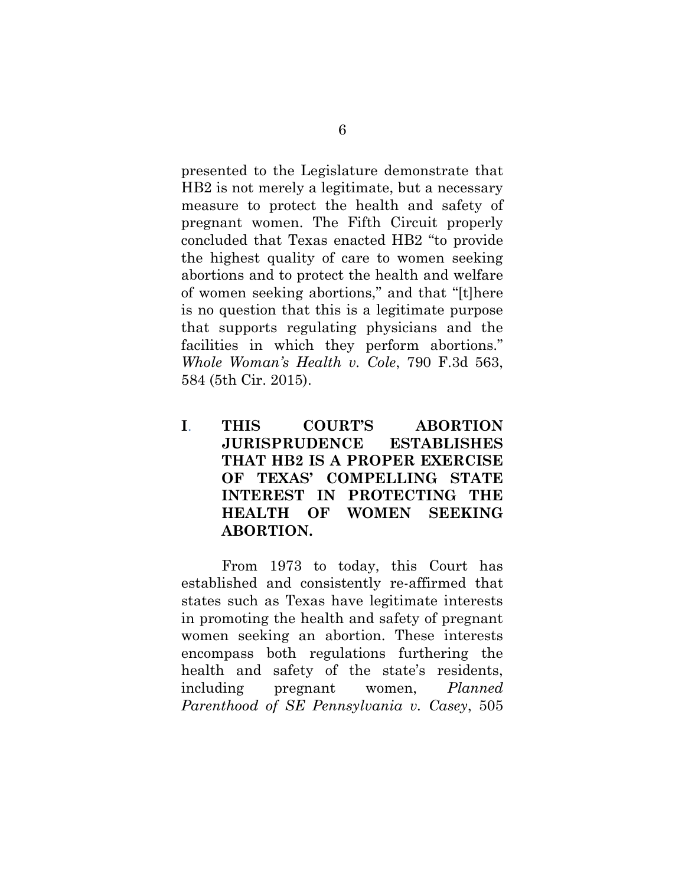presented to the Legislature demonstrate that HB2 is not merely a legitimate, but a necessary measure to protect the health and safety of pregnant women. The Fifth Circuit properly concluded that Texas enacted HB2 "to provide the highest quality of care to women seeking abortions and to protect the health and welfare of women seeking abortions," and that "[t]here is no question that this is a legitimate purpose that supports regulating physicians and the facilities in which they perform abortions." *Whole Woman's Health v. Cole*, 790 F.3d 563, 584 (5th Cir. 2015).

## I. THIS COURT'S ABORTION JURISPRUDENCE ESTABLISHES THAT HB2 IS A PROPER EXERCISE OF TEXAS' COMPELLING STATE INTEREST IN PROTECTING THE HEALTH OF WOMEN SEEKING ABORTION.

From 1973 to today, this Court has established and consistently re-affirmed that states such as Texas have legitimate interests in promoting the health and safety of pregnant women seeking an abortion. These interests encompass both regulations furthering the health and safety of the state's residents, including pregnant women, *Planned Parenthood of SE Pennsylvania v. Casey*, 505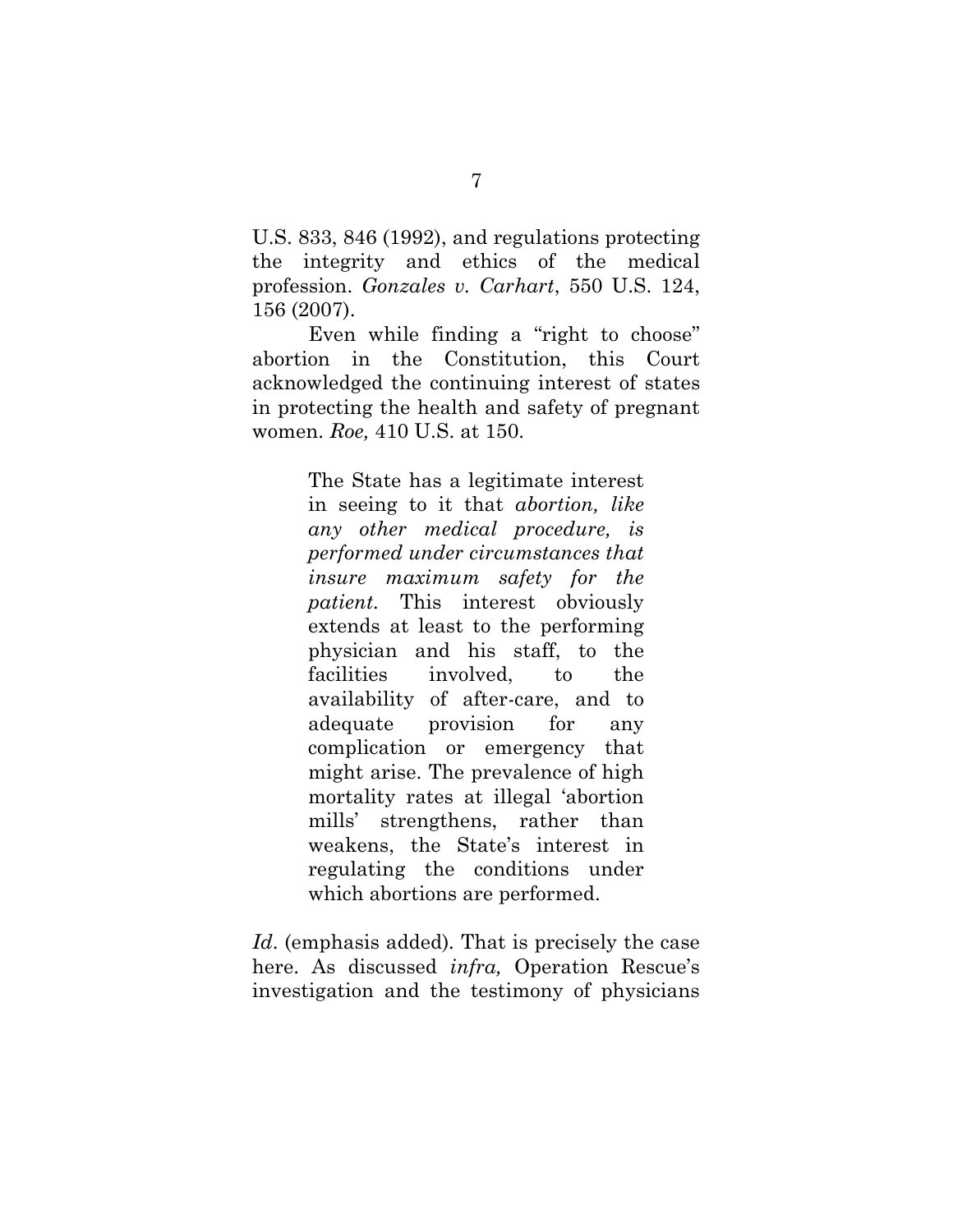U.S. 833, 846 (1992), and regulations protecting the integrity and ethics of the medical profession. *Gonzales v. Carhart*, 550 U.S. 124, 156 (2007).

Even while finding a "right to choose" abortion in the Constitution, this Court acknowledged the continuing interest of states in protecting the health and safety of pregnant women. *Roe,* 410 U.S. at 150.

> The State has a legitimate interest in seeing to it that *abortion, like any other medical procedure, is performed under circumstances that insure maximum safety for the patient*. This interest obviously extends at least to the performing physician and his staff, to the facilities involved, to the availability of after-care, and to adequate provision for any complication or emergency that might arise. The prevalence of high mortality rates at illegal 'abortion mills' strengthens, rather than weakens, the State's interest in regulating the conditions under which abortions are performed.

*Id*. (emphasis added). That is precisely the case here. As discussed *infra,* Operation Rescue's investigation and the testimony of physicians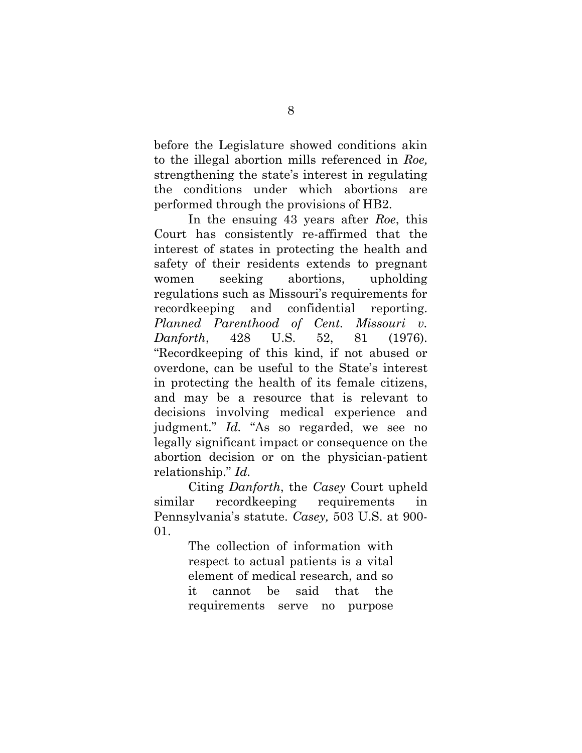before the Legislature showed conditions akin to the illegal abortion mills referenced in *Roe,* strengthening the state's interest in regulating the conditions under which abortions are performed through the provisions of HB2.

In the ensuing 43 years after *Roe*, this Court has consistently re-affirmed that the interest of states in protecting the health and safety of their residents extends to pregnant women seeking abortions, upholding regulations such as Missouri's requirements for recordkeeping and confidential reporting. *Planned Parenthood of Cent. Missouri v. Danforth*, 428 U.S. 52, 81 (1976). "Recordkeeping of this kind, if not abused or overdone, can be useful to the State's interest in protecting the health of its female citizens, and may be a resource that is relevant to decisions involving medical experience and judgment." *Id.* "As so regarded, we see no legally significant impact or consequence on the abortion decision or on the physician-patient relationship." *Id.*

Citing *Danforth*, the *Casey* Court upheld similar recordkeeping requirements in Pennsylvania's statute. *Casey,* 503 U.S. at 900-01.

> The collection of information with respect to actual patients is a vital element of medical research, and so it cannot be said that the requirements serve no purpose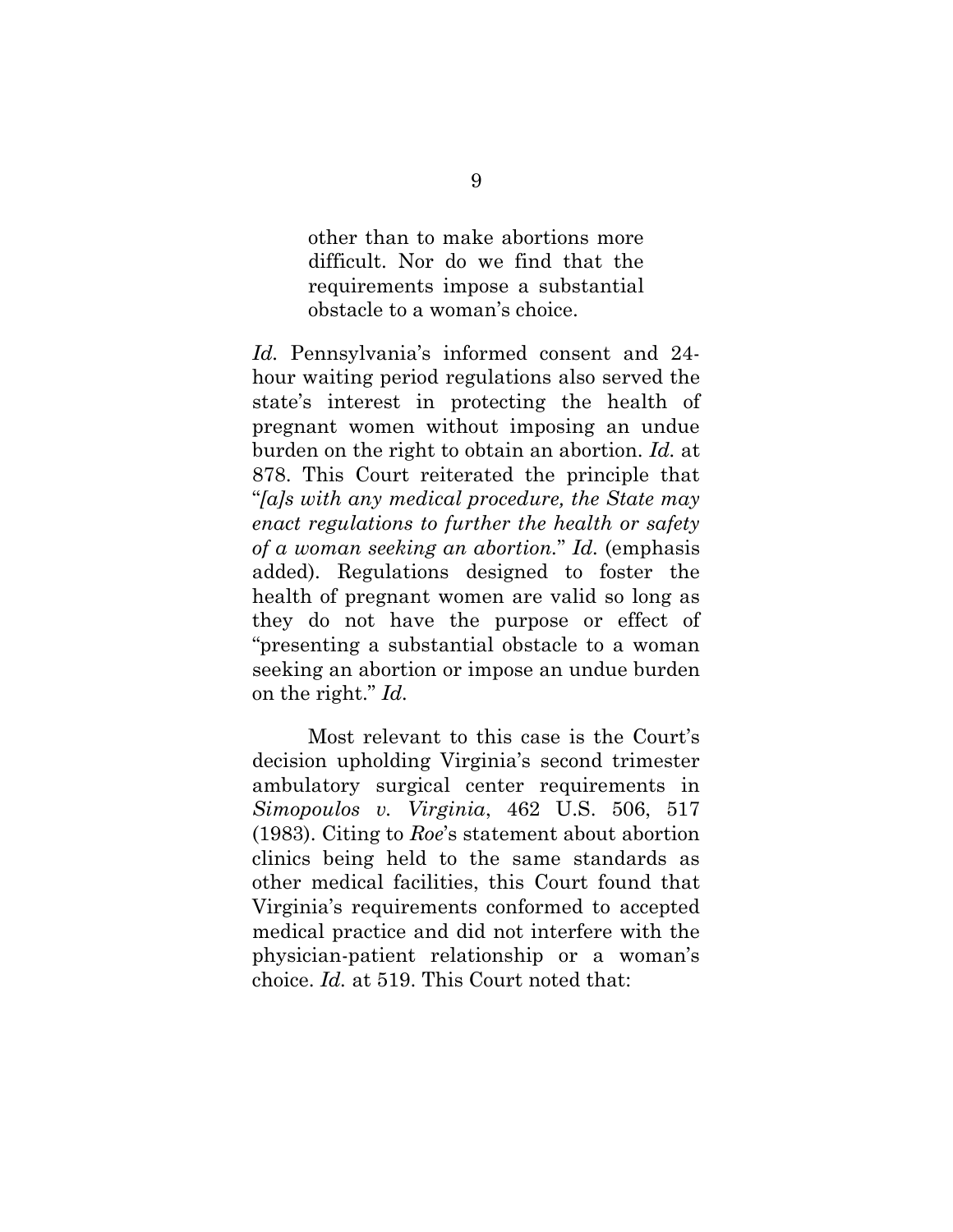> other than to make abortions more difficult. Nor do we find that the requirements impose a substantial obstacle to a woman's choice.

*Id.* Pennsylvania's informed consent and 24-hour waiting period regulations also served the state's interest in protecting the health of pregnant women without imposing an undue burden on the right to obtain an abortion. *Id.* at 878. This Court reiterated the principle that "*[a]s with any medical procedure, the State may enact regulations to further the health or safety of a woman seeking an abortion.*" *Id.* (emphasis added). Regulations designed to foster the health of pregnant women are valid so long as they do not have the purpose or effect of "presenting a substantial obstacle to a woman seeking an abortion or impose an undue burden on the right." *Id.*

Most relevant to this case is the Court's decision upholding Virginia's second trimester ambulatory surgical center requirements in *Simopoulos v. Virginia*, 462 U.S. 506, 517 (1983). Citing to *Roe*'s statement about abortion clinics being held to the same standards as other medical facilities, this Court found that Virginia's requirements conformed to accepted medical practice and did not interfere with the physician-patient relationship or a woman's choice. *Id.* at 519. This Court noted that: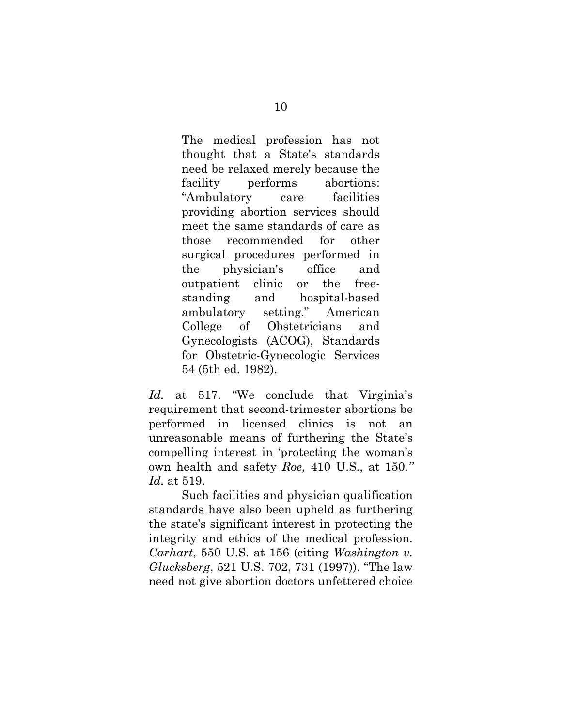> The medical profession has not thought that a State's standards need be relaxed merely because the facility performs abortions: "Ambulatory care facilities providing abortion services should meet the same standards of care as those recommended for other surgical procedures performed in the physician's office and outpatient clinic or the free-standing and hospital-based ambulatory setting." American College of Obstetricians and Gynecologists (ACOG), Standards for Obstetric-Gynecologic Services 54 (5th ed. 1982).

*Id.* at 517. "We conclude that Virginia's requirement that second-trimester abortions be performed in licensed clinics is not an unreasonable means of furthering the State's compelling interest in 'protecting the woman's own health and safety *Roe,* 410 U.S., at 150." *Id.* at 519.

Such facilities and physician qualification standards have also been upheld as furthering the state's significant interest in protecting the integrity and ethics of the medical profession. *Carhart*, 550 U.S. at 156 (citing *Washington v. Glucksberg*, 521 U.S. 702, 731 (1997)). "The law need not give abortion doctors unfettered choice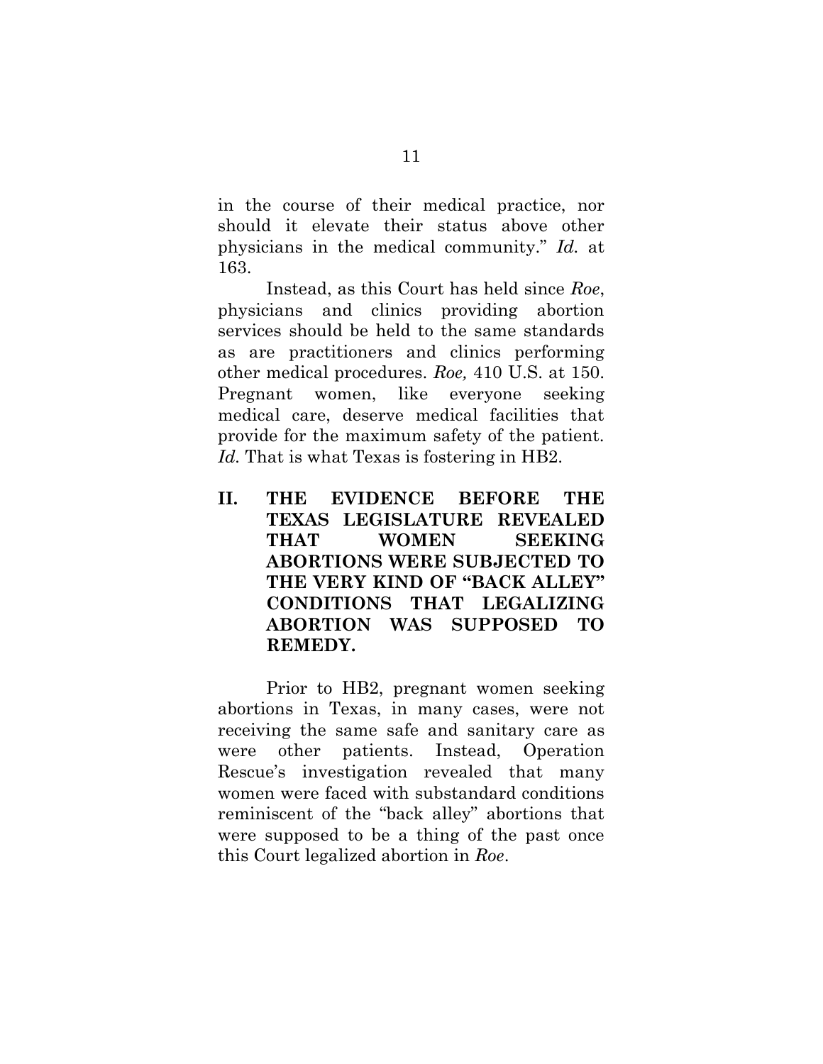in the course of their medical practice, nor should it elevate their status above other physicians in the medical community." *Id.* at 163.

Instead, as this Court has held since *Roe*, physicians and clinics providing abortion services should be held to the same standards as are practitioners and clinics performing other medical procedures. *Roe,* 410 U.S. at 150. Pregnant women, like everyone seeking medical care, deserve medical facilities that provide for the maximum safety of the patient. *Id.* That is what Texas is fostering in HB2.

## II. THE EVIDENCE BEFORE THE TEXAS LEGISLATURE REVEALED THAT WOMEN SEEKING ABORTIONS WERE SUBJECTED TO THE VERY KIND OF "BACK ALLEY" CONDITIONS THAT LEGALIZING ABORTION WAS SUPPOSED TO REMEDY.

Prior to HB2, pregnant women seeking abortions in Texas, in many cases, were not receiving the same safe and sanitary care as were other patients. Instead, Operation Rescue's investigation revealed that many women were faced with substandard conditions reminiscent of the "back alley" abortions that were supposed to be a thing of the past once this Court legalized abortion in *Roe*.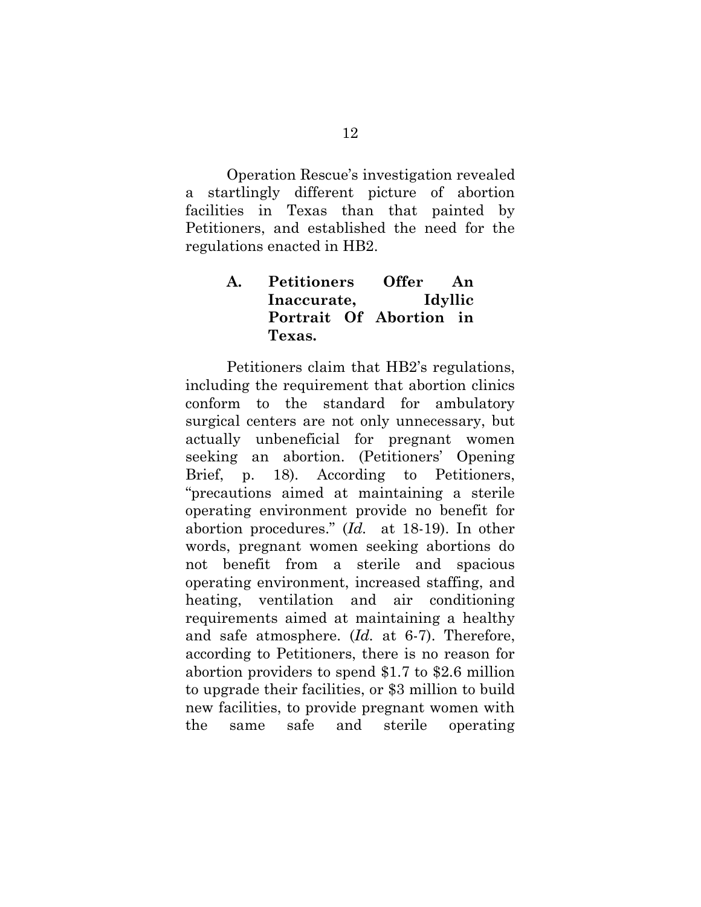Operation Rescue's investigation revealed a startlingly different picture of abortion facilities in Texas than that painted by Petitioners, and established the need for the regulations enacted in HB2.

### A. Petitioners Offer An Inaccurate, Idyllic Portrait Of Abortion in Texas.

Petitioners claim that HB2's regulations, including the requirement that abortion clinics conform to the standard for ambulatory surgical centers are not only unnecessary, but actually unbeneficial for pregnant women seeking an abortion. (Petitioners' Opening Brief, p. 18). According to Petitioners, "precautions aimed at maintaining a sterile operating environment provide no benefit for abortion procedures." (*Id.* at 18-19). In other words, pregnant women seeking abortions do not benefit from a sterile and spacious operating environment, increased staffing, and heating, ventilation and air conditioning requirements aimed at maintaining a healthy and safe atmosphere. (*Id.* at 6-7). Therefore, according to Petitioners, there is no reason for abortion providers to spend $1.7 to $2.6 million to upgrade their facilities, or $3 million to build new facilities, to provide pregnant women with the same safe and sterile operating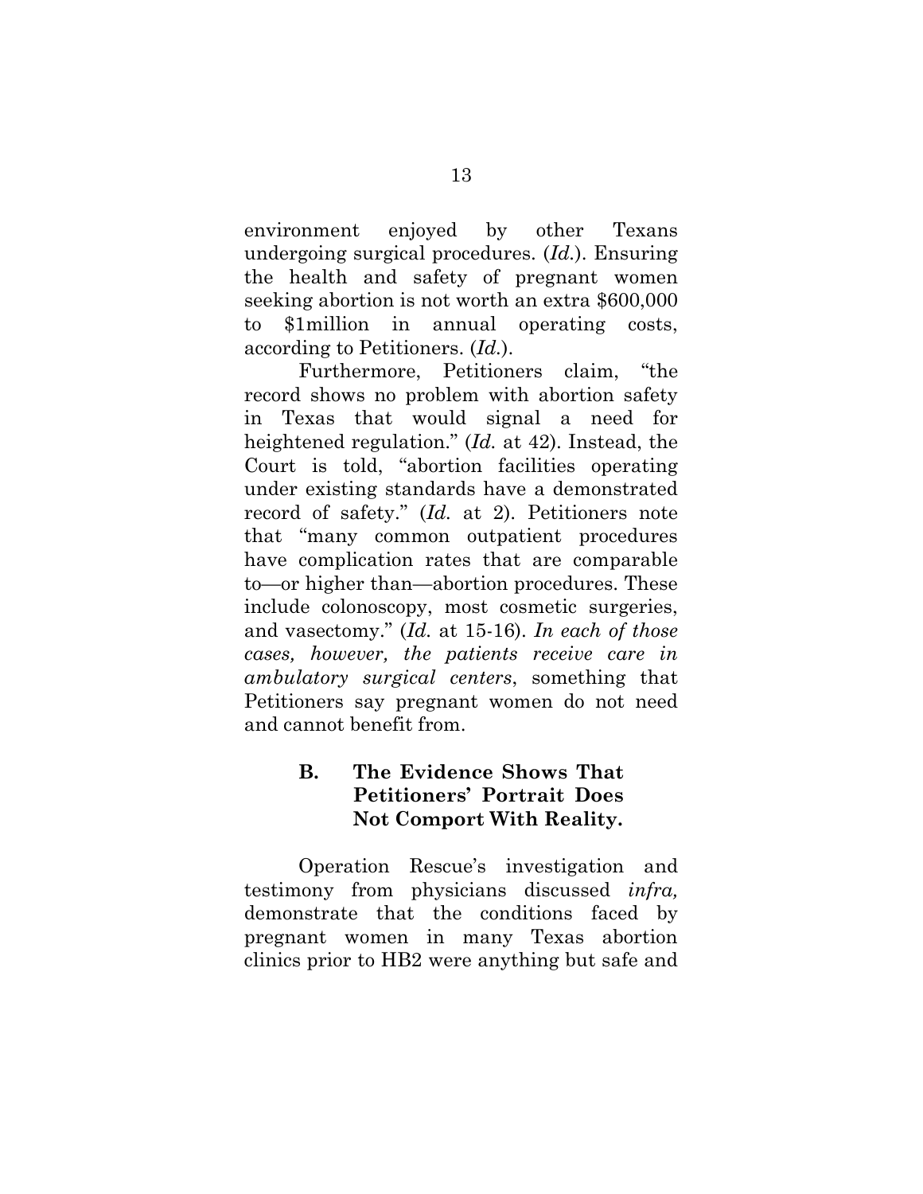environment enjoyed by other Texans undergoing surgical procedures. (*Id.*). Ensuring the health and safety of pregnant women seeking abortion is not worth an extra $600,000 to $1million in annual operating costs, according to Petitioners. (*Id.*).

Furthermore, Petitioners claim, "the record shows no problem with abortion safety in Texas that would signal a need for heightened regulation." (*Id.* at 42). Instead, the Court is told, "abortion facilities operating under existing standards have a demonstrated record of safety." (*Id.* at 2). Petitioners note that "many common outpatient procedures have complication rates that are comparable to—or higher than—abortion procedures. These include colonoscopy, most cosmetic surgeries, and vasectomy." (*Id.* at 15-16). *In each of those cases, however, the patients receive care in ambulatory surgical centers*, something that Petitioners say pregnant women do not need and cannot benefit from.

### B. The Evidence Shows That Petitioners' Portrait Does Not Comport With Reality.

Operation Rescue's investigation and testimony from physicians discussed *infra,* demonstrate that the conditions faced by pregnant women in many Texas abortion clinics prior to HB2 were anything but safe and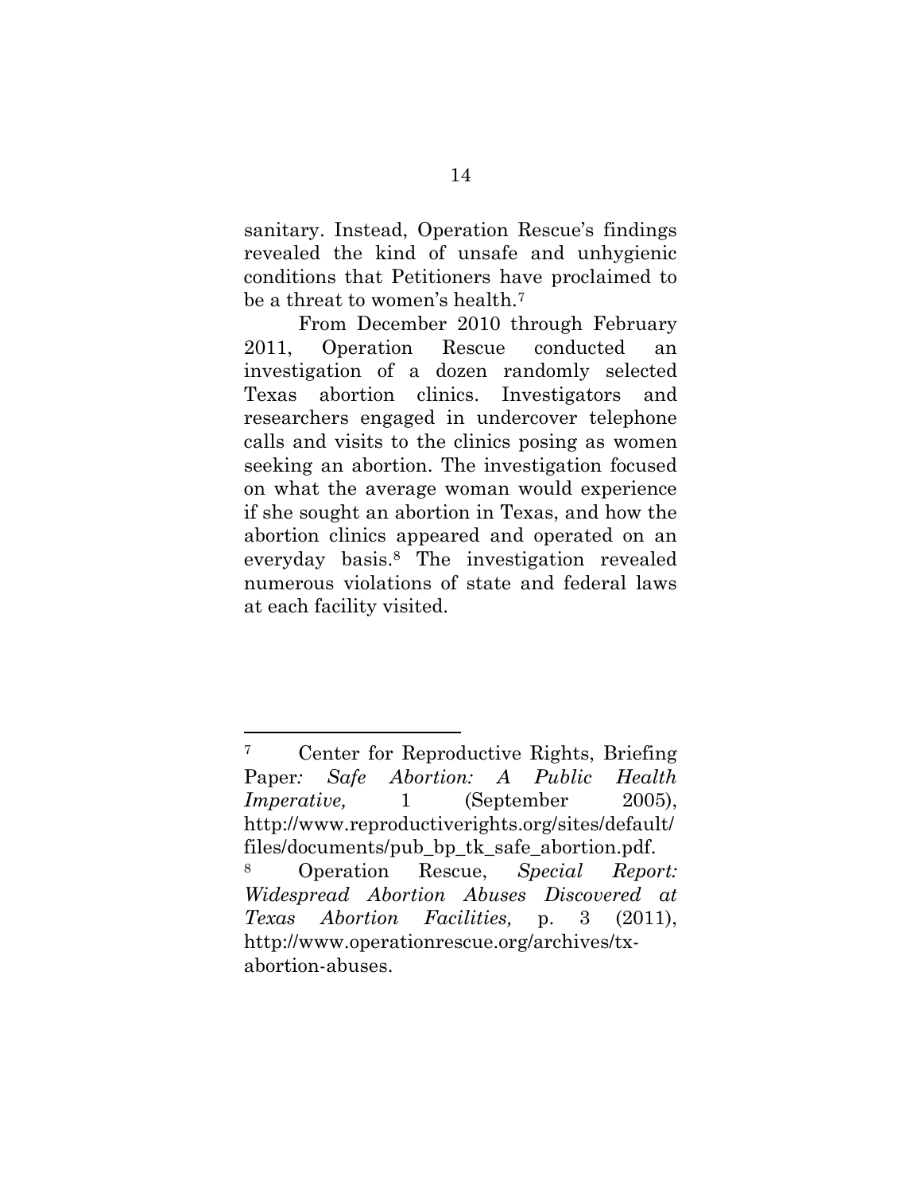sanitary. Instead, Operation Rescue's findings revealed the kind of unsafe and unhygienic conditions that Petitioners have proclaimed to be a threat to women's health.[7]

From December 2010 through February 2011, Operation Rescue conducted an investigation of a dozen randomly selected Texas abortion clinics. Investigators and researchers engaged in undercover telephone calls and visits to the clinics posing as women seeking an abortion. The investigation focused on what the average woman would experience if she sought an abortion in Texas, and how the abortion clinics appeared and operated on an everyday basis.[8] The investigation revealed numerous violations of state and federal laws at each facility visited.

---

[7] Center for Reproductive Rights, Briefing Paper*: Safe Abortion: A Public Health Imperative,* 1 (September 2005), http://www.reproductiverights.org/sites/default/files/documents/pub_bp_tk_safe_abortion.pdf.

[8] Operation Rescue, *Special Report: Widespread Abortion Abuses Discovered at Texas Abortion Facilities,* p. 3 (2011), http://www.operationrescue.org/archives/tx-abortion-abuses.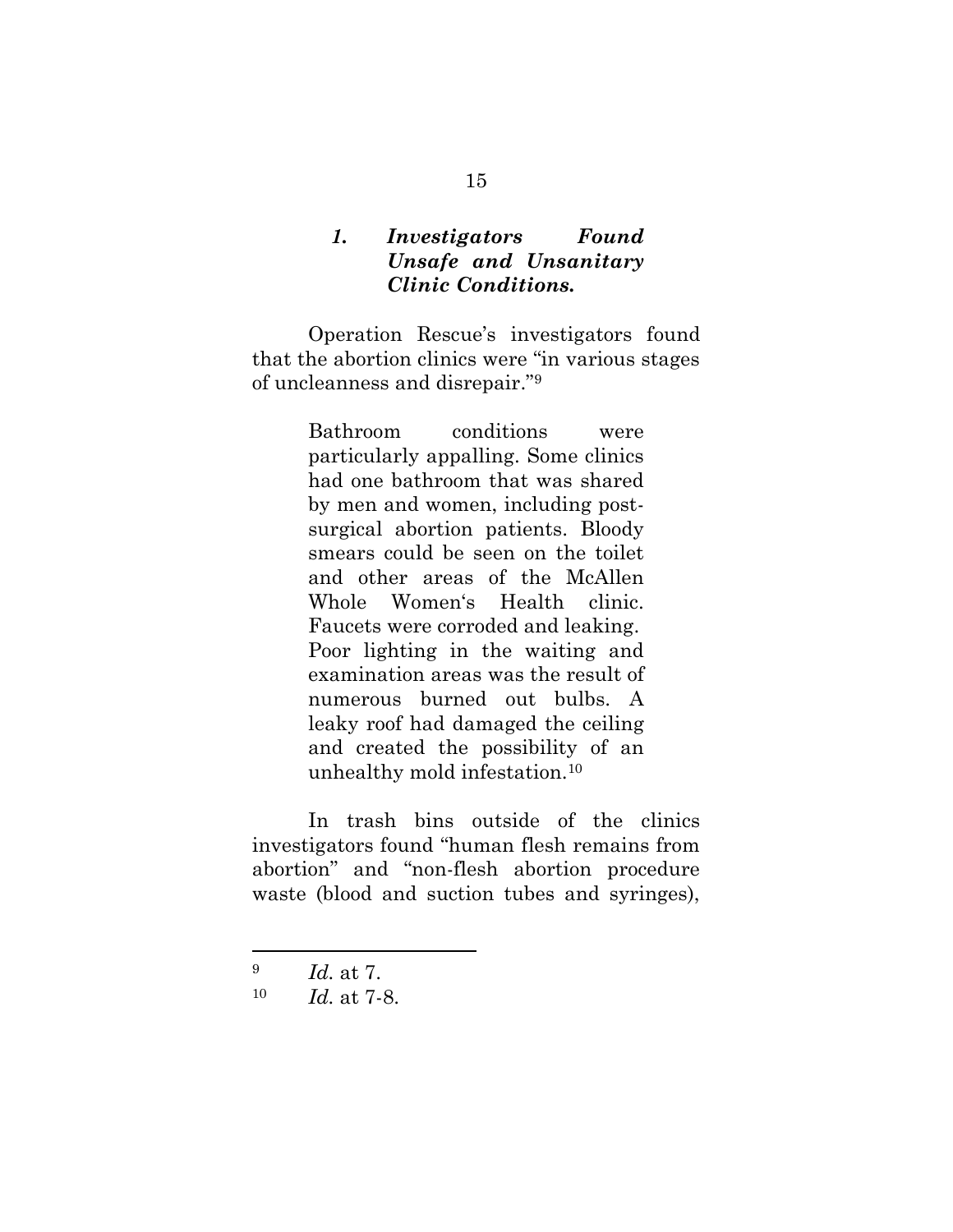### *1. Investigators Found Unsafe and Unsanitary Clinic Conditions.*

Operation Rescue's investigators found that the abortion clinics were "in various stages of uncleanness and disrepair."[9]

> Bathroom conditions were particularly appalling. Some clinics had one bathroom that was shared by men and women, including post-surgical abortion patients. Bloody smears could be seen on the toilet and other areas of the McAllen Whole Women's Health clinic. Faucets were corroded and leaking. Poor lighting in the waiting and examination areas was the result of numerous burned out bulbs. A leaky roof had damaged the ceiling and created the possibility of an unhealthy mold infestation.[10]

In trash bins outside of the clinics investigators found "human flesh remains from abortion" and "non-flesh abortion procedure waste (blood and suction tubes and syringes),

---

[9] *Id.* at 7.

[10] *Id.* at 7-8.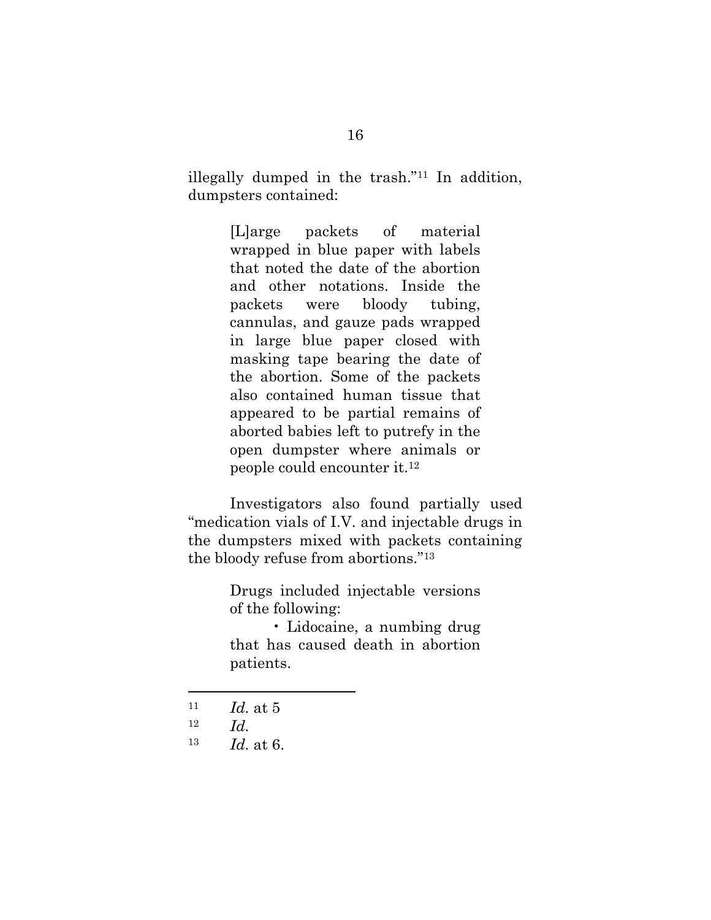illegally dumped in the trash."[11] In addition, dumpsters contained:

> [L]arge packets of material wrapped in blue paper with labels that noted the date of the abortion and other notations. Inside the packets were bloody tubing, cannulas, and gauze pads wrapped in large blue paper closed with masking tape bearing the date of the abortion. Some of the packets also contained human tissue that appeared to be partial remains of aborted babies left to putrefy in the open dumpster where animals or people could encounter it.[12]

Investigators also found partially used "medication vials of I.V. and injectable drugs in the dumpsters mixed with packets containing the bloody refuse from abortions."[13]

> Drugs included injectable versions of the following:
>
> - Lidocaine, a numbing drug that has caused death in abortion patients.

---

[11] *Id.* at 5

[12] *Id.*

[13] *Id.* at 6.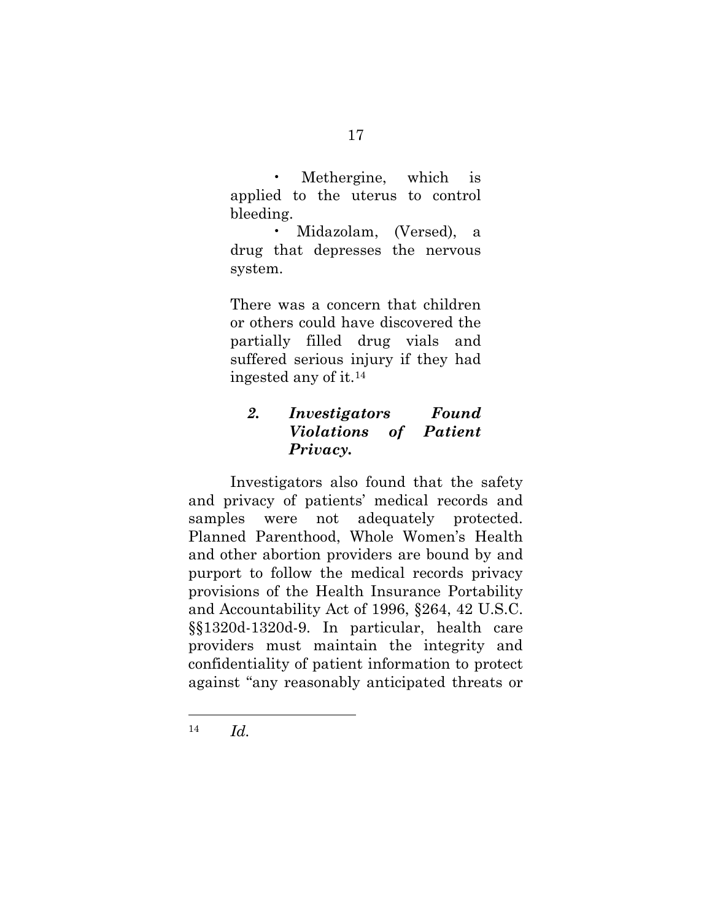> • Methergine, which is applied to the uterus to control bleeding.
>
> • Midazolam, (Versed), a drug that depresses the nervous system.
>
> There was a concern that children or others could have discovered the partially filled drug vials and suffered serious injury if they had ingested any of it.[14]

### *2. Investigators Found Violations of Patient Privacy.*

Investigators also found that the safety and privacy of patients' medical records and samples were not adequately protected. Planned Parenthood, Whole Women's Health and other abortion providers are bound by and purport to follow the medical records privacy provisions of the Health Insurance Portability and Accountability Act of 1996, §264, 42 U.S.C. §§1320d-1320d-9. In particular, health care providers must maintain the integrity and confidentiality of patient information to protect against "any reasonably anticipated threats or

---

[14] *Id.*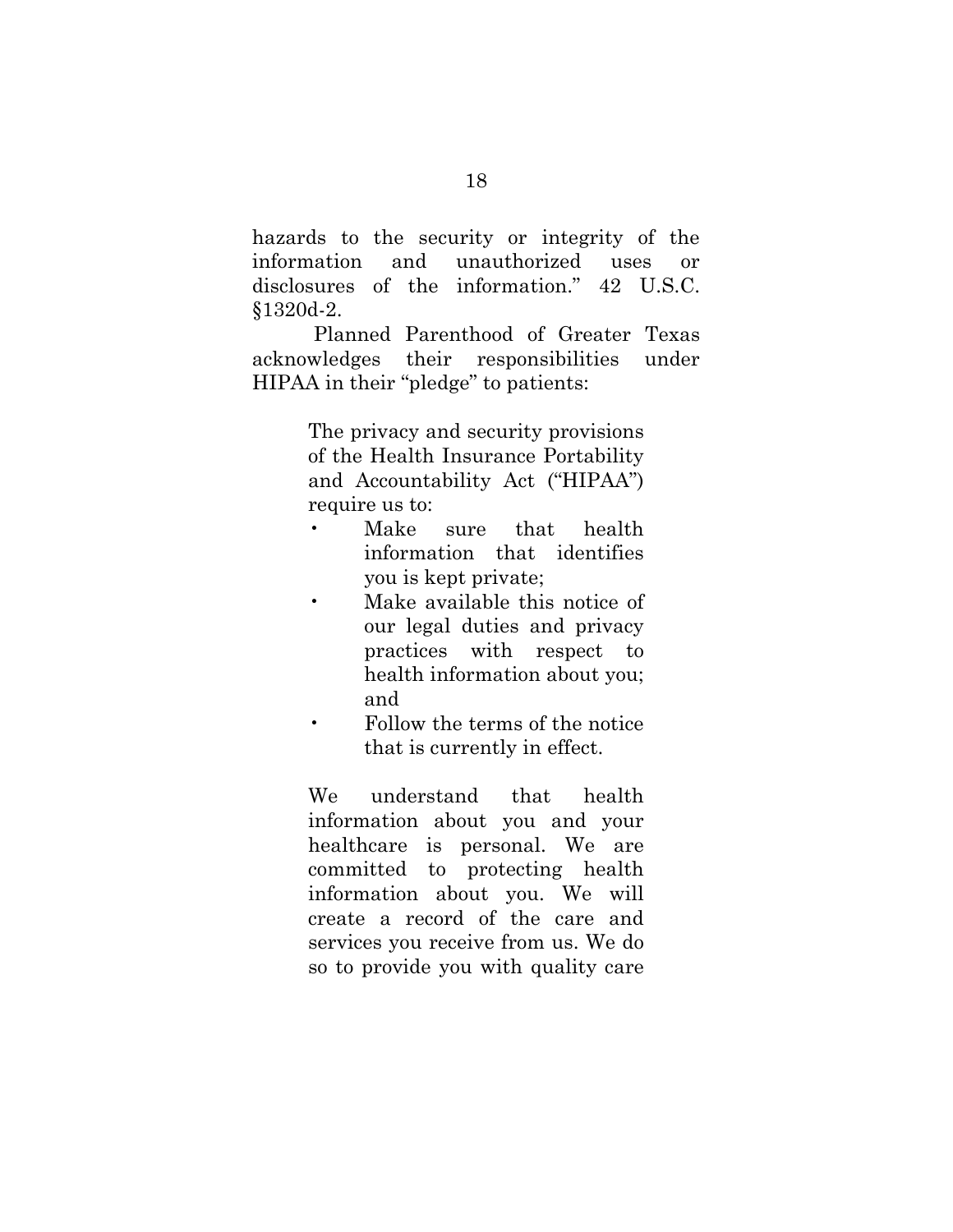hazards to the security or integrity of the information and unauthorized uses or disclosures of the information." 42 U.S.C. §1320d-2.

Planned Parenthood of Greater Texas acknowledges their responsibilities under HIPAA in their "pledge" to patients:

> The privacy and security provisions of the Health Insurance Portability and Accountability Act ("HIPAA") require us to:
>
> - Make sure that health information that identifies you is kept private;
> - Make available this notice of our legal duties and privacy practices with respect to health information about you; and
> - Follow the terms of the notice that is currently in effect.
>
> We understand that health information about you and your healthcare is personal. We are committed to protecting health information about you. We will create a record of the care and services you receive from us. We do so to provide you with quality care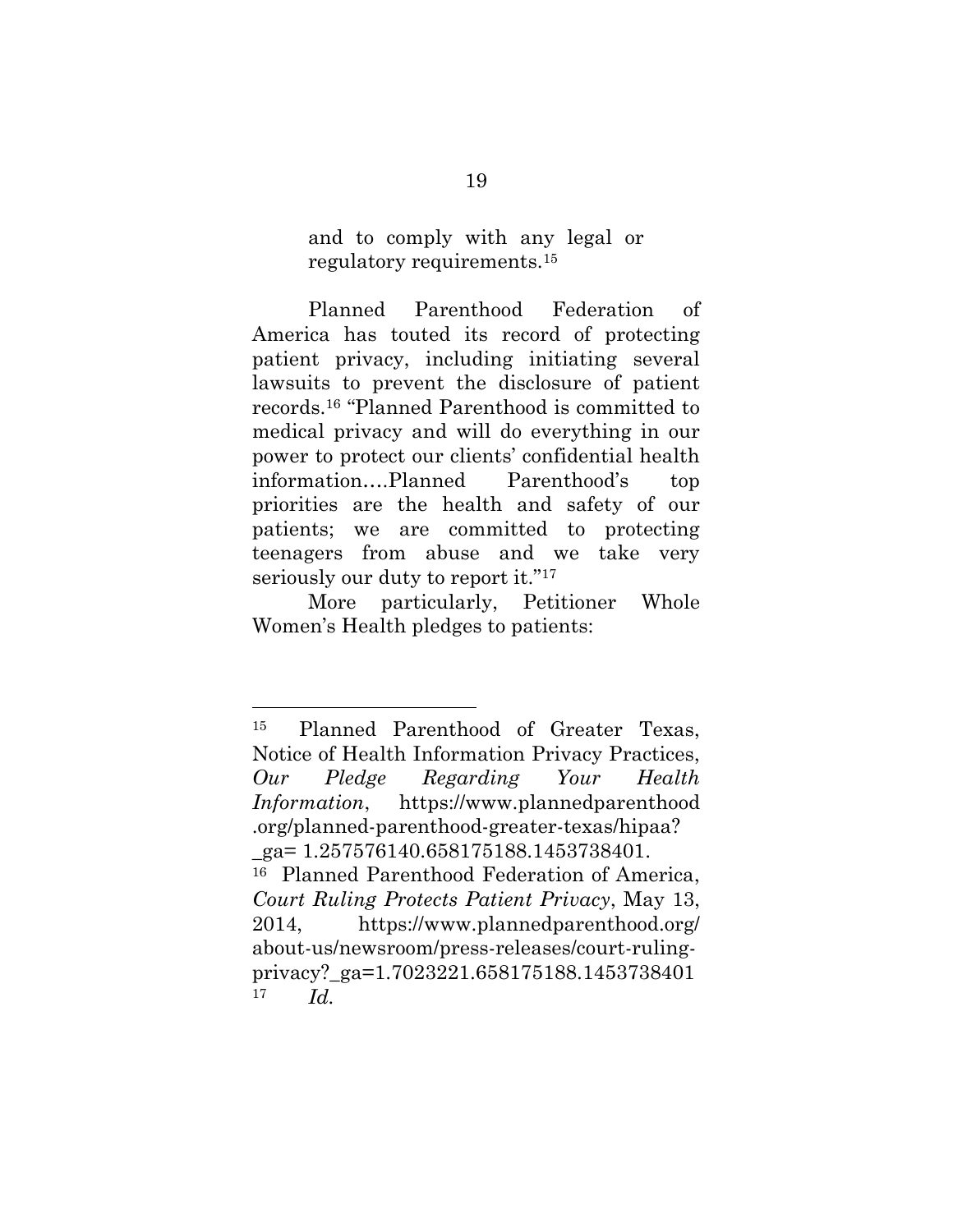> and to comply with any legal or regulatory requirements.[15]

Planned Parenthood Federation of America has touted its record of protecting patient privacy, including initiating several lawsuits to prevent the disclosure of patient records.[16] "Planned Parenthood is committed to medical privacy and will do everything in our power to protect our clients' confidential health information….Planned Parenthood's top priorities are the health and safety of our patients; we are committed to protecting teenagers from abuse and we take very seriously our duty to report it."[17]

More particularly, Petitioner Whole Women's Health pledges to patients:

---

[15] Planned Parenthood of Greater Texas, Notice of Health Information Privacy Practices, *Our Pledge Regarding Your Health Information*, https://www.plannedparenthood.org/planned-parenthood-greater-texas/hipaa?_ga= 1.257576140.658175188.1453738401.

[16] Planned Parenthood Federation of America, *Court Ruling Protects Patient Privacy*, May 13, 2014, https://www.plannedparenthood.org/about-us/newsroom/press-releases/court-ruling-privacy?_ga=1.7023221.658175188.1453738401

[17] *Id.*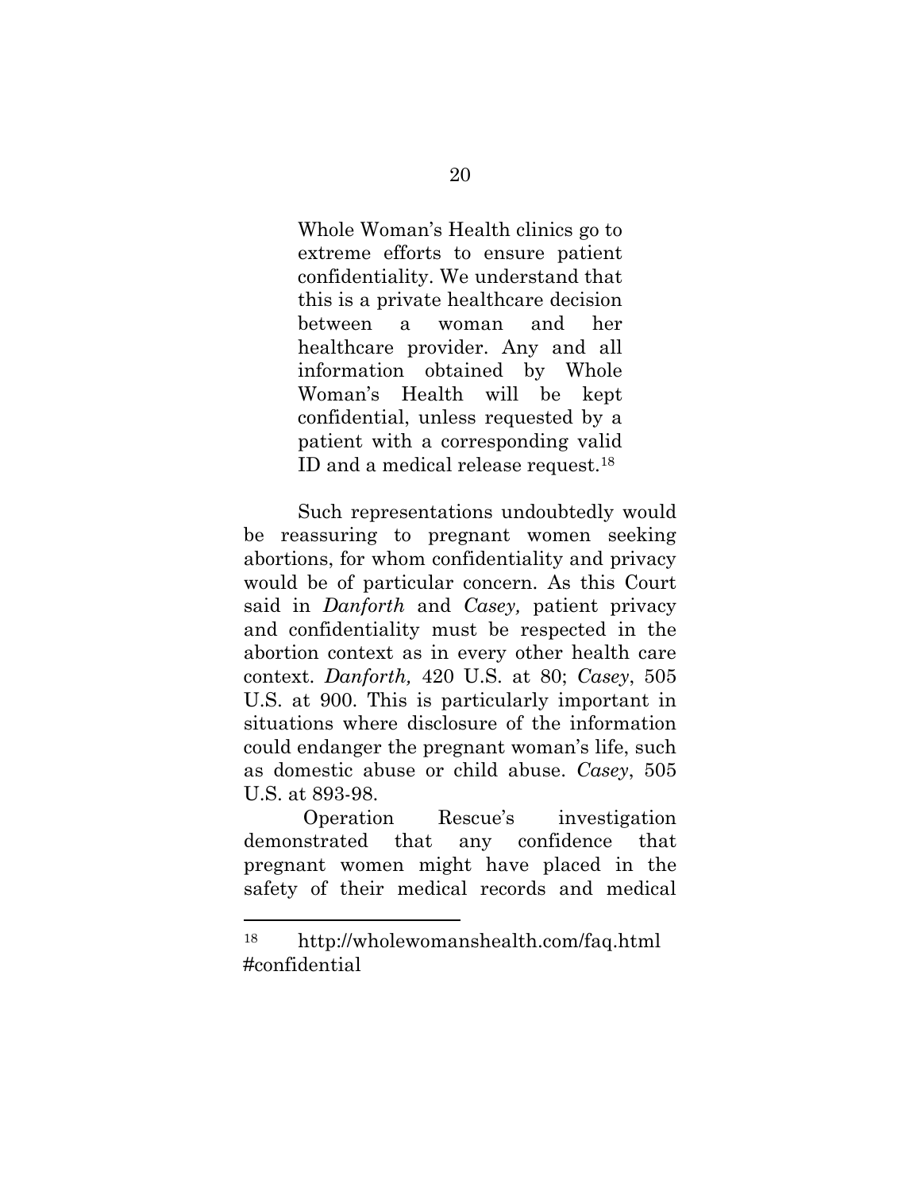> Whole Woman's Health clinics go to extreme efforts to ensure patient confidentiality. We understand that this is a private healthcare decision between a woman and her healthcare provider. Any and all information obtained by Whole Woman's Health will be kept confidential, unless requested by a patient with a corresponding valid ID and a medical release request.[18]

Such representations undoubtedly would be reassuring to pregnant women seeking abortions, for whom confidentiality and privacy would be of particular concern. As this Court said in *Danforth* and *Casey,* patient privacy and confidentiality must be respected in the abortion context as in every other health care context. *Danforth,* 420 U.S. at 80; *Casey*, 505 U.S. at 900. This is particularly important in situations where disclosure of the information could endanger the pregnant woman's life, such as domestic abuse or child abuse. *Casey*, 505 U.S. at 893-98.

Operation Rescue's investigation demonstrated that any confidence that pregnant women might have placed in the safety of their medical records and medical

---

[18] http://wholewomanshealth.com/faq.html #confidential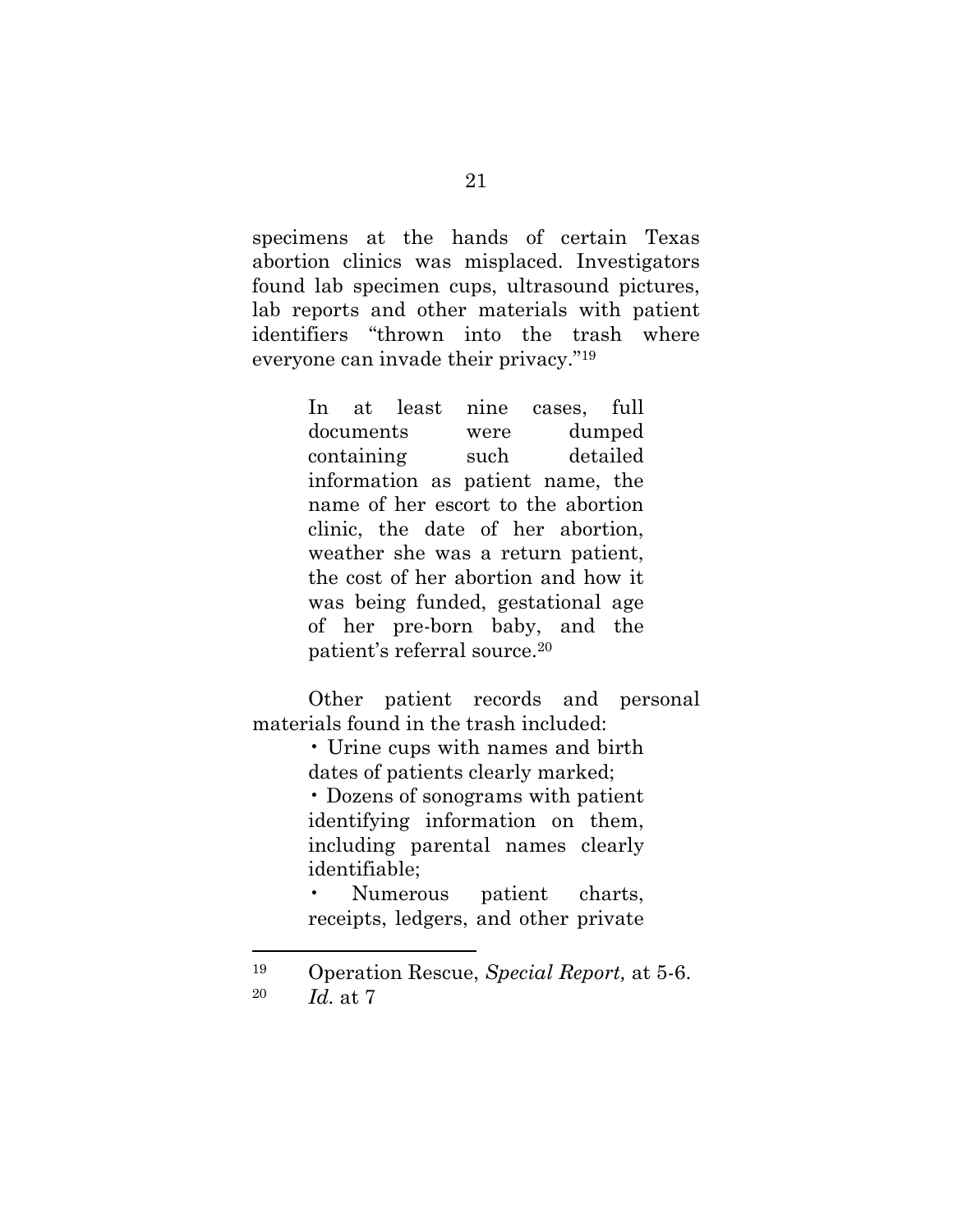specimens at the hands of certain Texas abortion clinics was misplaced. Investigators found lab specimen cups, ultrasound pictures, lab reports and other materials with patient identifiers "thrown into the trash where everyone can invade their privacy."[19]

> In at least nine cases, full documents were dumped containing such detailed information as patient name, the name of her escort to the abortion clinic, the date of her abortion, weather she was a return patient, the cost of her abortion and how it was being funded, gestational age of her pre-born baby, and the patient's referral source.[20]

Other patient records and personal materials found in the trash included:

> • Urine cups with names and birth dates of patients clearly marked;
>
> • Dozens of sonograms with patient identifying information on them, including parental names clearly identifiable;
>
> • Numerous patient charts, receipts, ledgers, and other private

---

[19] Operation Rescue, *Special Report,* at 5-6.

[20] *Id.* at 7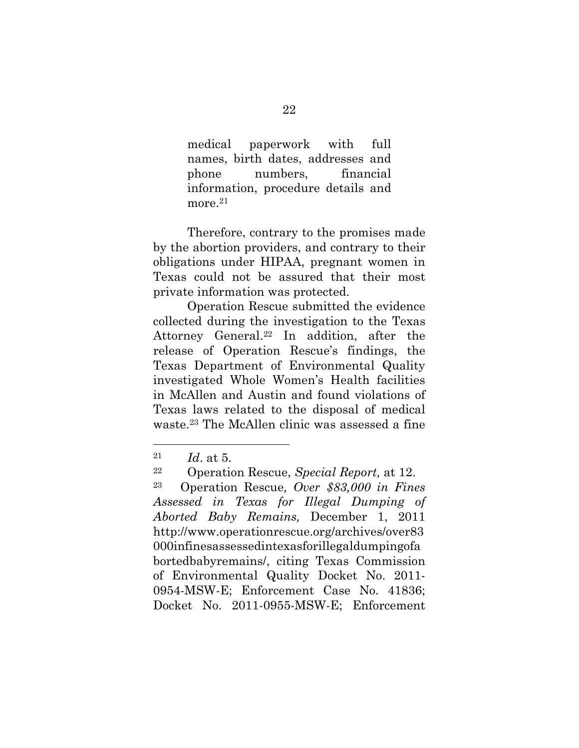> medical paperwork with full names, birth dates, addresses and phone numbers, financial information, procedure details and more.[21]

Therefore, contrary to the promises made by the abortion providers, and contrary to their obligations under HIPAA, pregnant women in Texas could not be assured that their most private information was protected.

Operation Rescue submitted the evidence collected during the investigation to the Texas Attorney General.[22] In addition, after the release of Operation Rescue's findings, the Texas Department of Environmental Quality investigated Whole Women's Health facilities in McAllen and Austin and found violations of Texas laws related to the disposal of medical waste.[23] The McAllen clinic was assessed a fine

---

[21] *Id*. at 5.

[22] Operation Rescue, *Special Report,* at 12.

[23] Operation Rescue*, Over $83,000 in Fines Assessed in Texas for Illegal Dumping of Aborted Baby Remains,* December 1, 2011 http://www.operationrescue.org/archives/over83000infinesassessedintexasforillegaldumpingofabortedbabyremains/, citing Texas Commission of Environmental Quality Docket No. 2011-0954-MSW-E; Enforcement Case No. 41836; Docket No. 2011-0955-MSW-E; Enforcement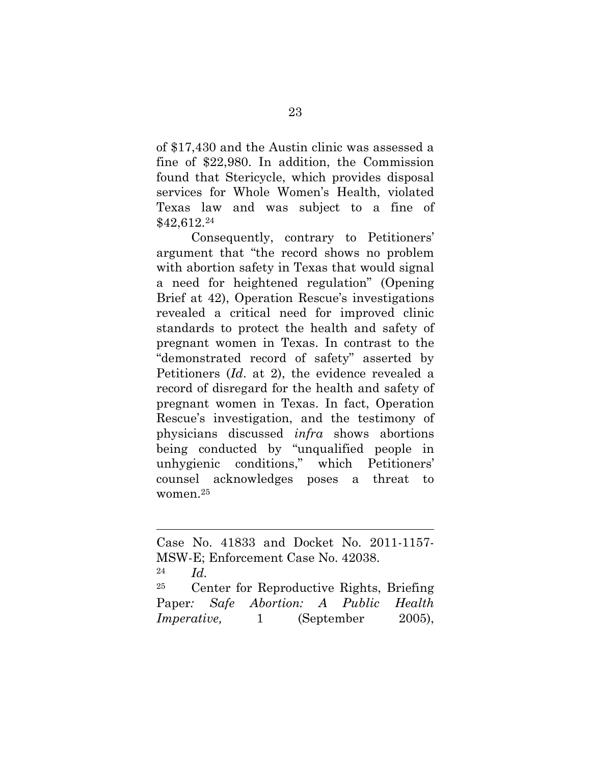of $17,430 and the Austin clinic was assessed a fine of $22,980. In addition, the Commission found that Stericycle, which provides disposal services for Whole Women's Health, violated Texas law and was subject to a fine of $42,612.[24]

Consequently, contrary to Petitioners' argument that "the record shows no problem with abortion safety in Texas that would signal a need for heightened regulation" (Opening Brief at 42), Operation Rescue's investigations revealed a critical need for improved clinic standards to protect the health and safety of pregnant women in Texas. In contrast to the "demonstrated record of safety" asserted by Petitioners (*Id*. at 2), the evidence revealed a record of disregard for the health and safety of pregnant women in Texas. In fact, Operation Rescue's investigation, and the testimony of physicians discussed *infra* shows abortions being conducted by "unqualified people in unhygienic conditions," which Petitioners' counsel acknowledges poses a threat to women.[25]

---

Case No. 41833 and Docket No. 2011-1157-MSW-E; Enforcement Case No. 42038.

[24] *Id.*

[25] Center for Reproductive Rights, Briefing Paper*: Safe Abortion: A Public Health Imperative,* 1 (September 2005),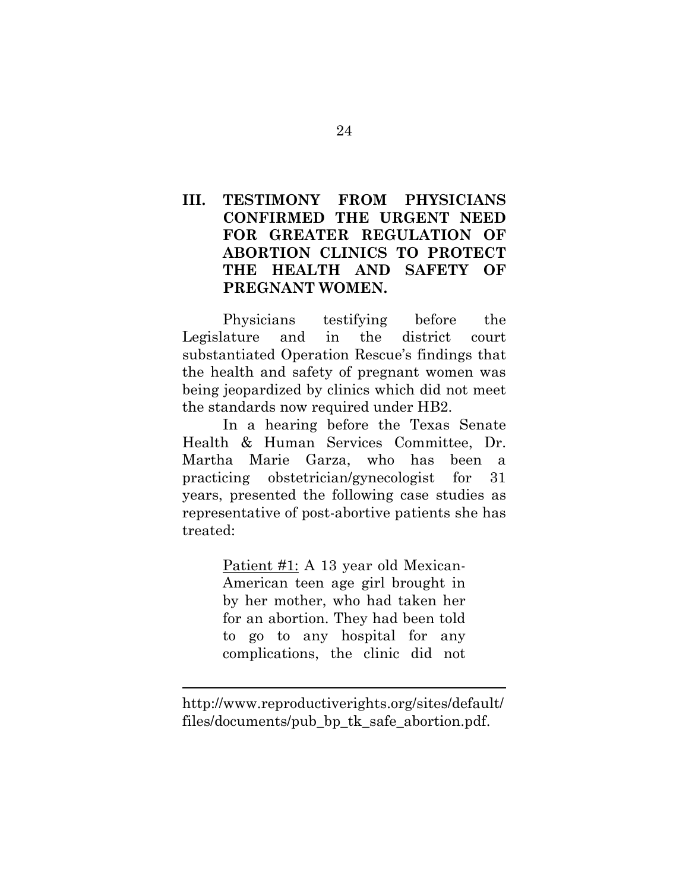## III. TESTIMONY FROM PHYSICIANS CONFIRMED THE URGENT NEED FOR GREATER REGULATION OF ABORTION CLINICS TO PROTECT THE HEALTH AND SAFETY OF PREGNANT WOMEN.

Physicians testifying before the Legislature and in the district court substantiated Operation Rescue's findings that the health and safety of pregnant women was being jeopardized by clinics which did not meet the standards now required under HB2.

In a hearing before the Texas Senate Health & Human Services Committee, Dr. Martha Marie Garza, who has been a practicing obstetrician/gynecologist for 31 years, presented the following case studies as representative of post-abortive patients she has treated:

> Patient #1: A 13 year old Mexican-American teen age girl brought in by her mother, who had taken her for an abortion. They had been told to go to any hospital for any complications, the clinic did not

---

http://www.reproductiverights.org/sites/default/files/documents/pub_bp_tk_safe_abortion.pdf.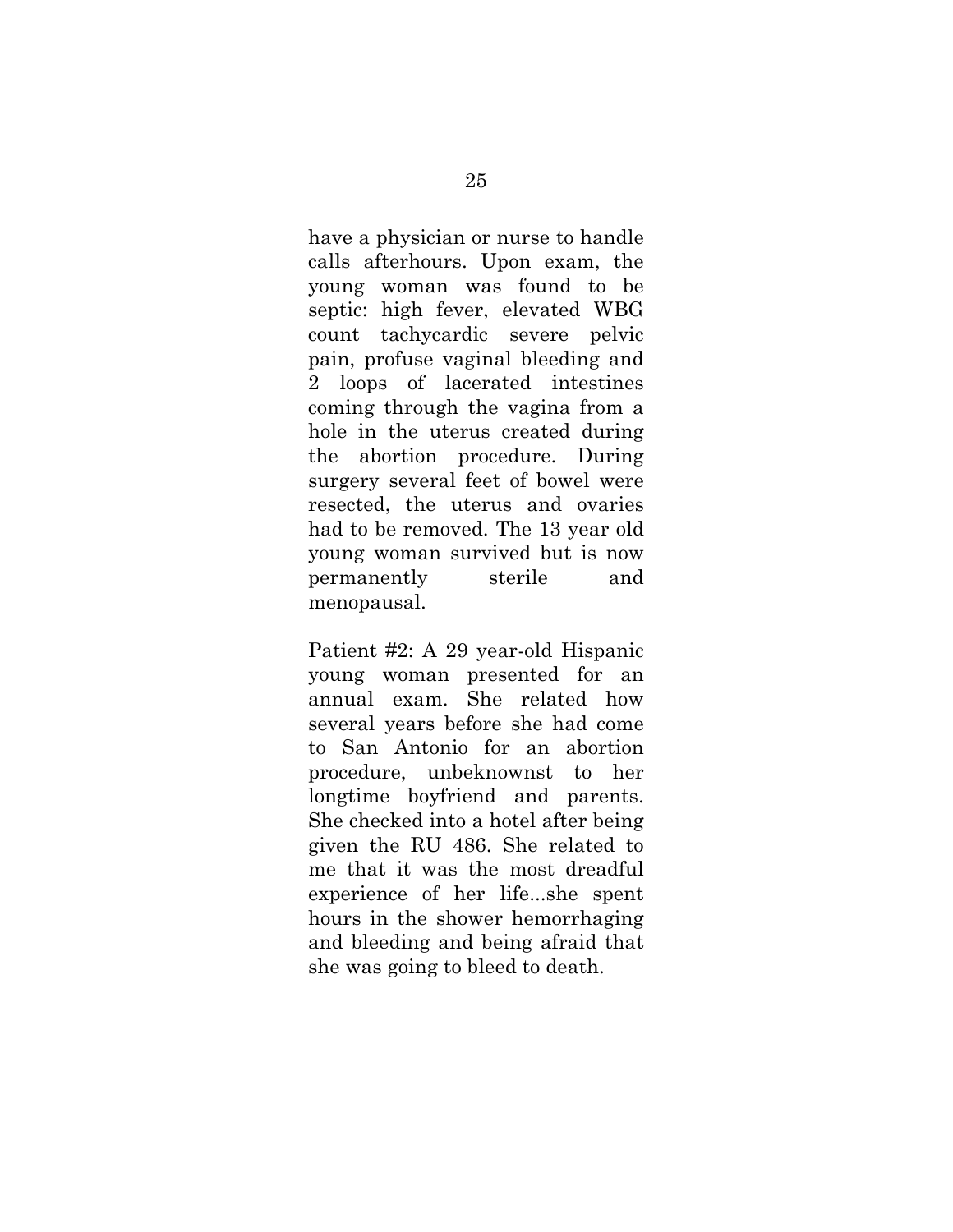have a physician or nurse to handle calls afterhours. Upon exam, the young woman was found to be septic: high fever, elevated WBG count tachycardic severe pelvic pain, profuse vaginal bleeding and 2 loops of lacerated intestines coming through the vagina from a hole in the uterus created during the abortion procedure. During surgery several feet of bowel were resected, the uterus and ovaries had to be removed. The 13 year old young woman survived but is now permanently sterile and menopausal.

Patient #2: A 29 year-old Hispanic young woman presented for an annual exam. She related how several years before she had come to San Antonio for an abortion procedure, unbeknownst to her longtime boyfriend and parents. She checked into a hotel after being given the RU 486. She related to me that it was the most dreadful experience of her life...she spent hours in the shower hemorrhaging and bleeding and being afraid that she was going to bleed to death.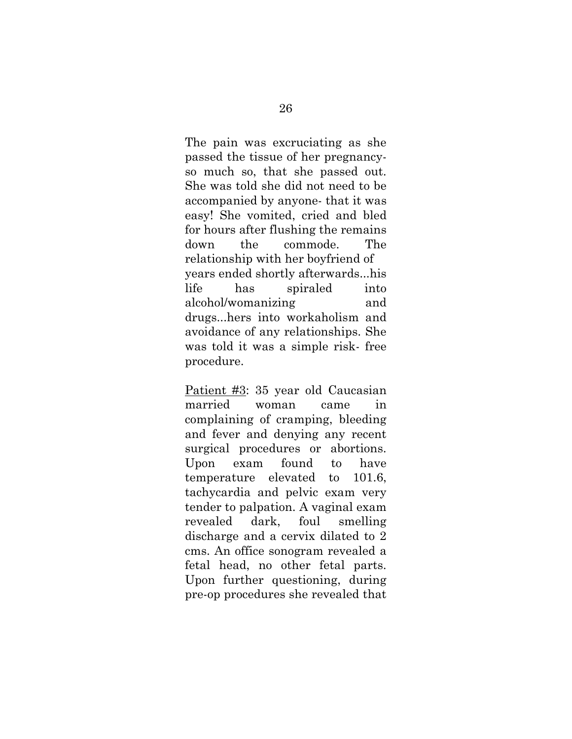The pain was excruciating as she passed the tissue of her pregnancy- so much so, that she passed out. She was told she did not need to be accompanied by anyone- that it was easy! She vomited, cried and bled for hours after flushing the remains down the commode. The relationship with her boyfriend of years ended shortly afterwards...his life has spiraled into alcohol/womanizing and drugs...hers into workaholism and avoidance of any relationships. She was told it was a simple risk- free procedure.

Patient #3: 35 year old Caucasian married woman came in complaining of cramping, bleeding and fever and denying any recent surgical procedures or abortions. Upon exam found to have temperature elevated to 101.6, tachycardia and pelvic exam very tender to palpation. A vaginal exam revealed dark, foul smelling discharge and a cervix dilated to 2 cms. An office sonogram revealed a fetal head, no other fetal parts. Upon further questioning, during pre-op procedures she revealed that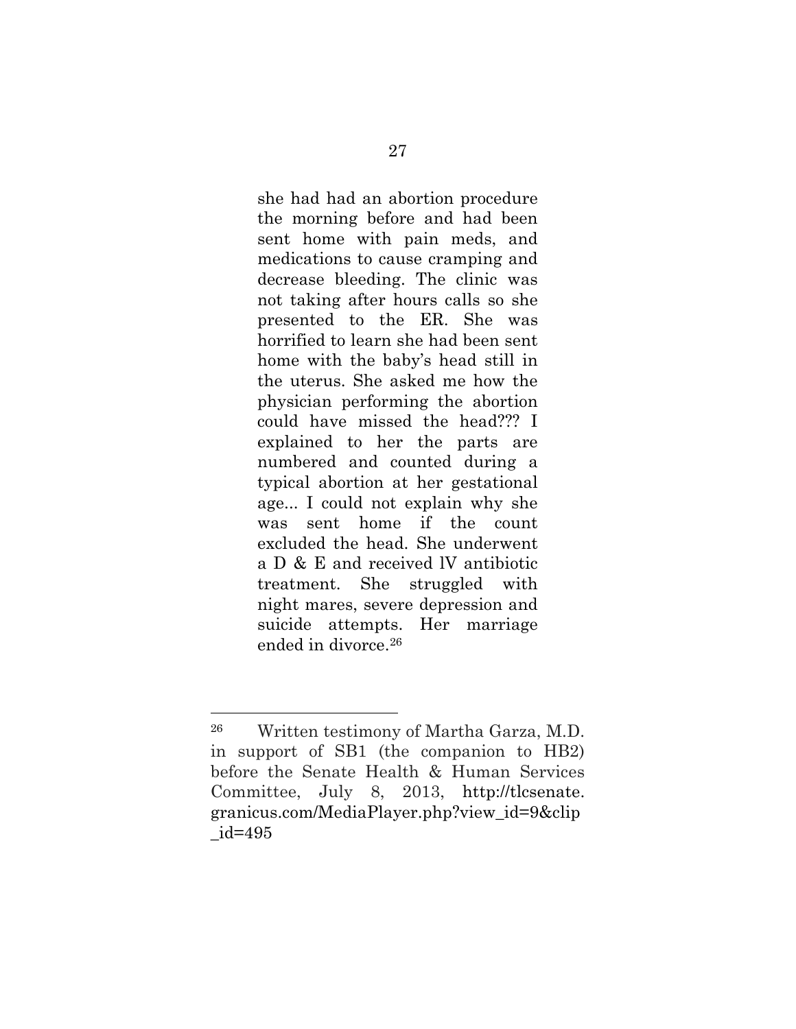> she had had an abortion procedure the morning before and had been sent home with pain meds, and medications to cause cramping and decrease bleeding. The clinic was not taking after hours calls so she presented to the ER. She was horrified to learn she had been sent home with the baby's head still in the uterus. She asked me how the physician performing the abortion could have missed the head??? I explained to her the parts are numbered and counted during a typical abortion at her gestational age... I could not explain why she was sent home if the count excluded the head. She underwent a D & E and received lV antibiotic treatment. She struggled with night mares, severe depression and suicide attempts. Her marriage ended in divorce.[26]

---

[26] Written testimony of Martha Garza, M.D. in support of SB1 (the companion to HB2) before the Senate Health & Human Services Committee, July 8, 2013, http://tlcsenate.granicus.com/MediaPlayer.php?view_id=9&clip_id=495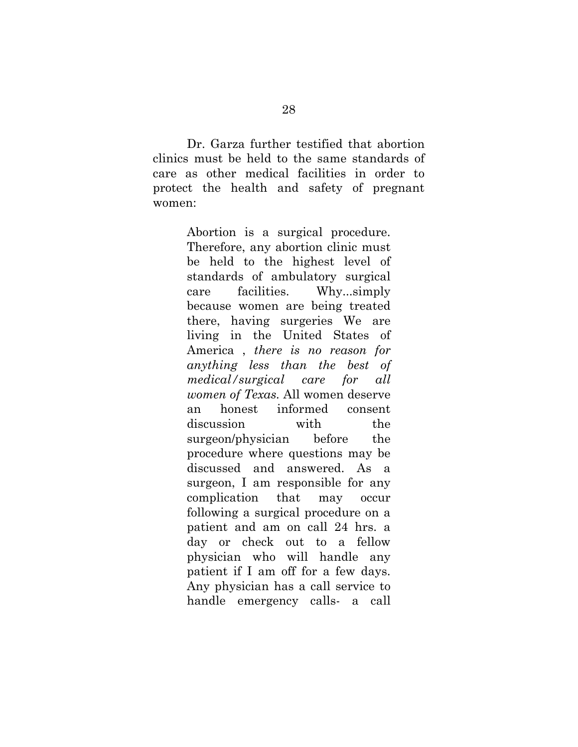Dr. Garza further testified that abortion clinics must be held to the same standards of care as other medical facilities in order to protect the health and safety of pregnant women:

> Abortion is a surgical procedure. Therefore, any abortion clinic must be held to the highest level of standards of ambulatory surgical care facilities. Why...simply because women are being treated there, having surgeries We are living in the United States of America , *there is no reason for anything less than the best of medical/surgical care for all women of Texas.* All women deserve an honest informed consent discussion with the surgeon/physician before the procedure where questions may be discussed and answered. As a surgeon, I am responsible for any complication that may occur following a surgical procedure on a patient and am on call 24 hrs. a day or check out to a fellow physician who will handle any patient if I am off for a few days. Any physician has a call service to handle emergency calls- a call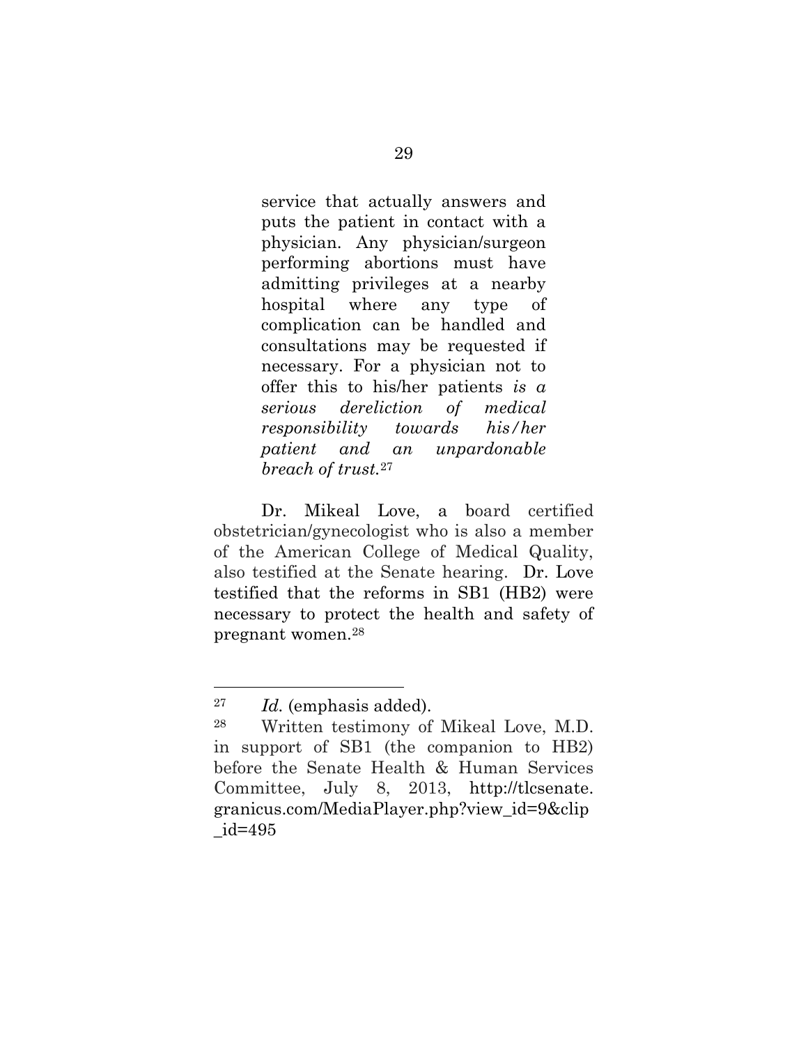> service that actually answers and puts the patient in contact with a physician. Any physician/surgeon performing abortions must have admitting privileges at a nearby hospital where any type of complication can be handled and consultations may be requested if necessary. For a physician not to offer this to his/her patients *is a serious dereliction of medical responsibility towards his/her patient and an unpardonable breach of trust.*[27]

Dr. Mikeal Love, a board certified obstetrician/gynecologist who is also a member of the American College of Medical Quality, also testified at the Senate hearing. Dr. Love testified that the reforms in SB1 (HB2) were necessary to protect the health and safety of pregnant women.[28]

---

[27] *Id.* (emphasis added).

[28] Written testimony of Mikeal Love, M.D. in support of SB1 (the companion to HB2) before the Senate Health & Human Services Committee, July 8, 2013, http://tlcsenate.granicus.com/MediaPlayer.php?view_id=9&clip_id=495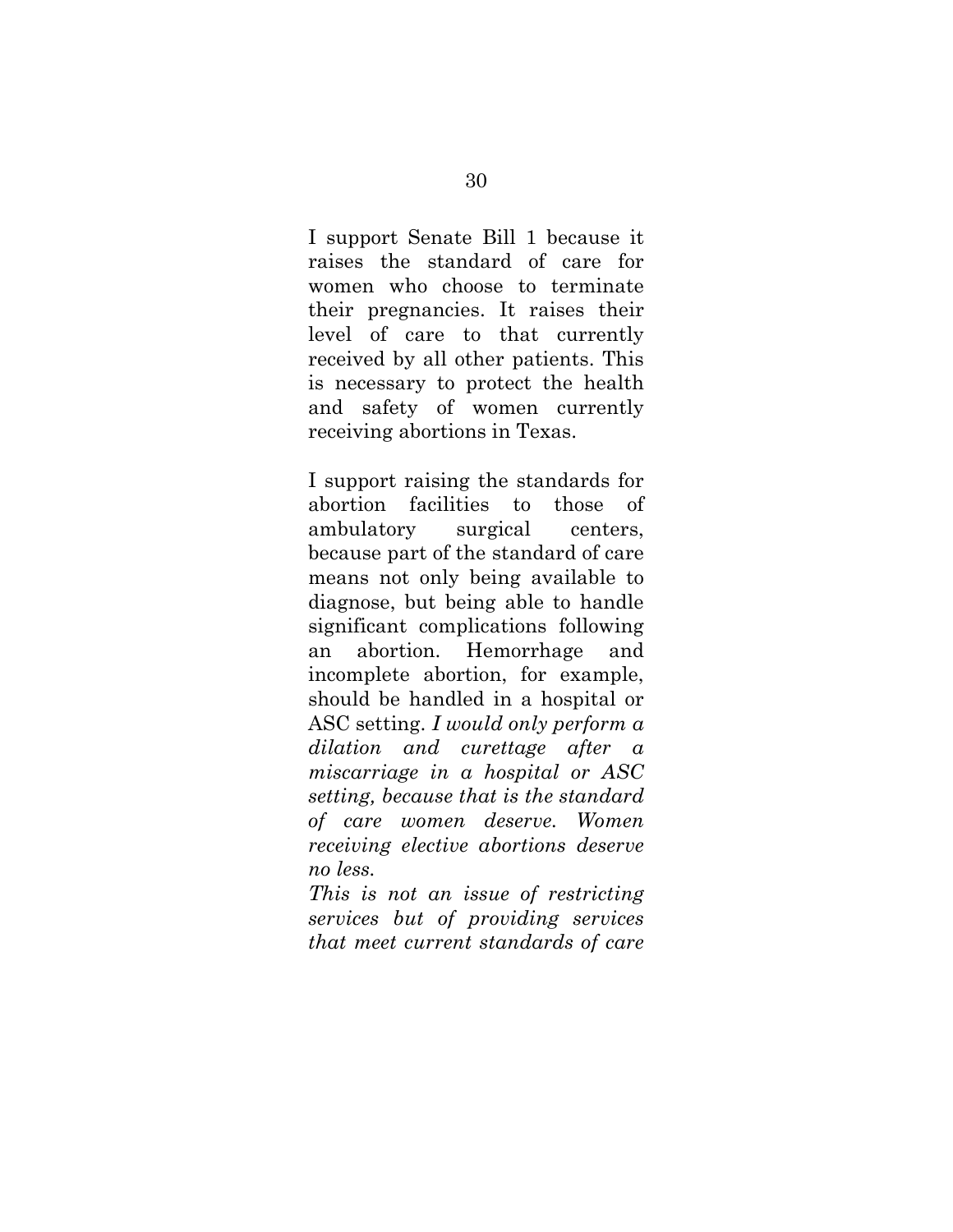I support Senate Bill 1 because it raises the standard of care for women who choose to terminate their pregnancies. It raises their level of care to that currently received by all other patients. This is necessary to protect the health and safety of women currently receiving abortions in Texas.

I support raising the standards for abortion facilities to those of ambulatory surgical centers, because part of the standard of care means not only being available to diagnose, but being able to handle significant complications following an abortion. Hemorrhage and incomplete abortion, for example, should be handled in a hospital or ASC setting. *I would only perform a dilation and curettage after a miscarriage in a hospital or ASC setting, because that is the standard of care women deserve. Women receiving elective abortions deserve no less.*

*This is not an issue of restricting services but of providing services that meet current standards of care*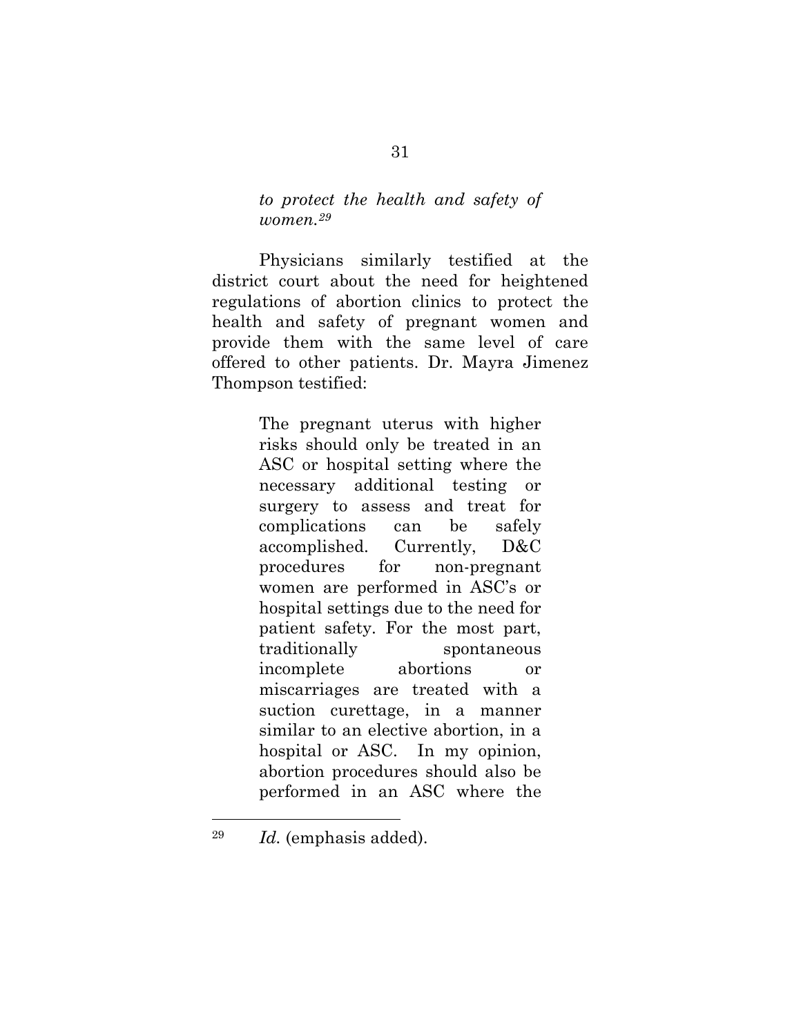> *to protect the health and safety of women.*[29]

Physicians similarly testified at the district court about the need for heightened regulations of abortion clinics to protect the health and safety of pregnant women and provide them with the same level of care offered to other patients. Dr. Mayra Jimenez Thompson testified:

> The pregnant uterus with higher risks should only be treated in an ASC or hospital setting where the necessary additional testing or surgery to assess and treat for complications can be safely accomplished. Currently, D&C procedures for non-pregnant women are performed in ASC's or hospital settings due to the need for patient safety. For the most part, traditionally spontaneous incomplete abortions or miscarriages are treated with a suction curettage, in a manner similar to an elective abortion, in a hospital or ASC. In my opinion, abortion procedures should also be performed in an ASC where the

---

[29] *Id.* (emphasis added).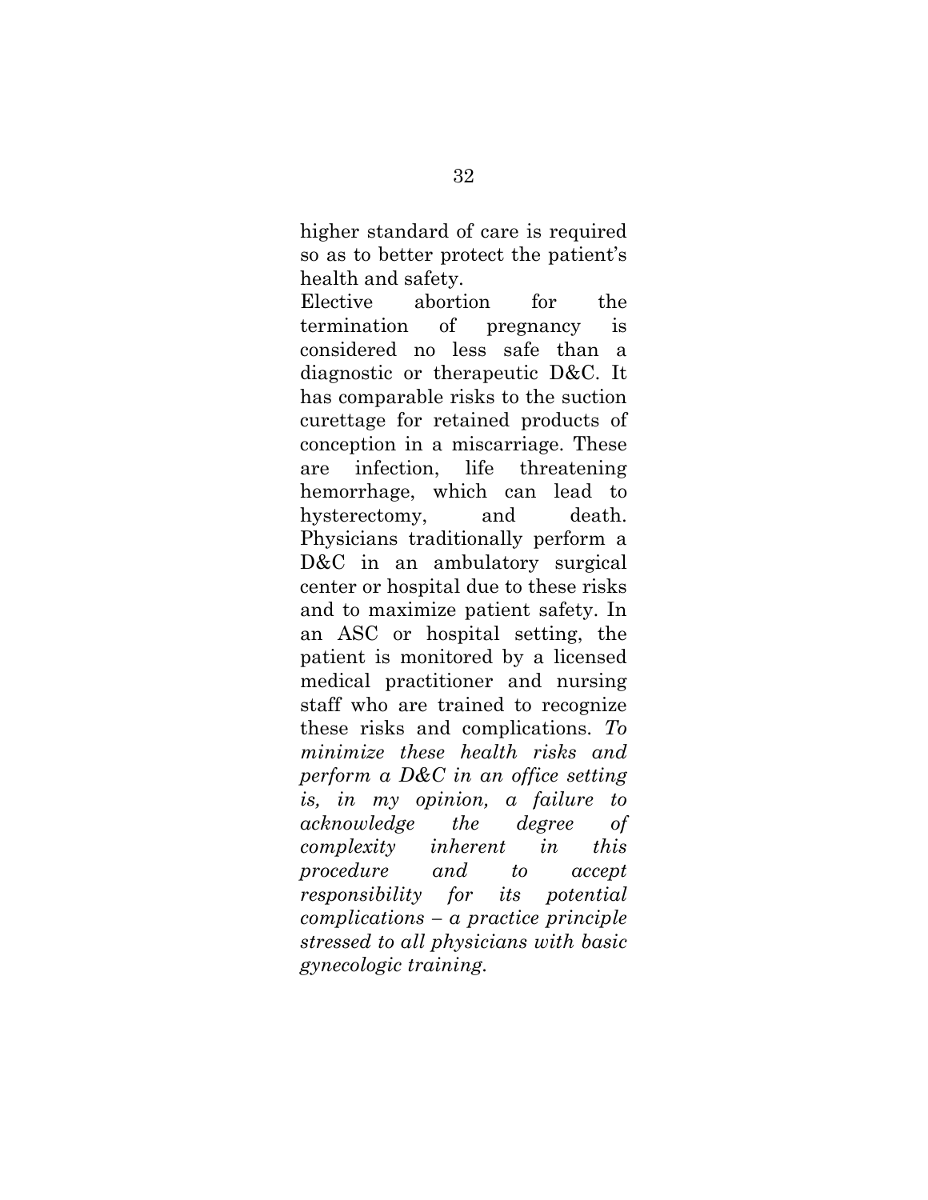higher standard of care is required so as to better protect the patient's health and safety.

Elective abortion for the termination of pregnancy is considered no less safe than a diagnostic or therapeutic D&C. It has comparable risks to the suction curettage for retained products of conception in a miscarriage. These are infection, life threatening hemorrhage, which can lead to hysterectomy, and death. Physicians traditionally perform a D&C in an ambulatory surgical center or hospital due to these risks and to maximize patient safety. In an ASC or hospital setting, the patient is monitored by a licensed medical practitioner and nursing staff who are trained to recognize these risks and complications. *To minimize these health risks and perform a D&C in an office setting is, in my opinion, a failure to acknowledge the degree of complexity inherent in this procedure and to accept responsibility for its potential complications – a practice principle stressed to all physicians with basic gynecologic training.*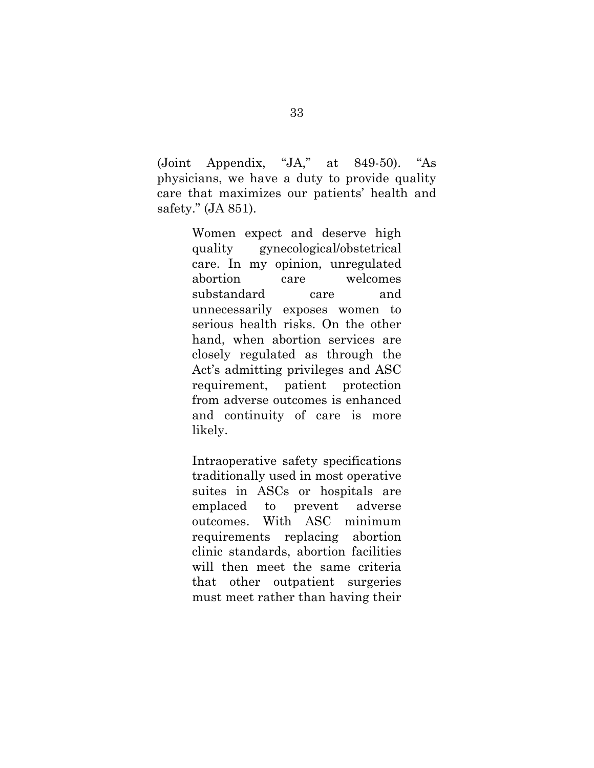(Joint Appendix, "JA," at 849-50). "As physicians, we have a duty to provide quality care that maximizes our patients' health and safety." (JA 851).

> Women expect and deserve high quality gynecological/obstetrical care. In my opinion, unregulated abortion care welcomes substandard care and unnecessarily exposes women to serious health risks. On the other hand, when abortion services are closely regulated as through the Act's admitting privileges and ASC requirement, patient protection from adverse outcomes is enhanced and continuity of care is more likely.
>
> Intraoperative safety specifications traditionally used in most operative suites in ASCs or hospitals are emplaced to prevent adverse outcomes. With ASC minimum requirements replacing abortion clinic standards, abortion facilities will then meet the same criteria that other outpatient surgeries must meet rather than having their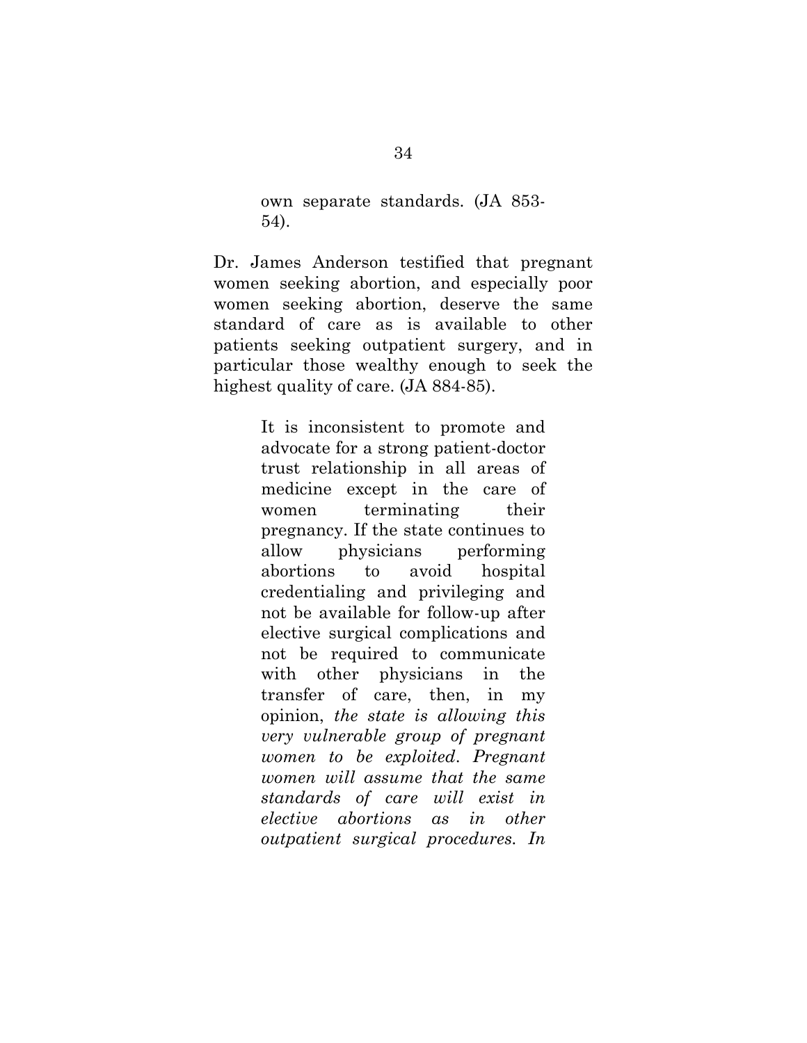> own separate standards. (JA 853-54).

Dr. James Anderson testified that pregnant women seeking abortion, and especially poor women seeking abortion, deserve the same standard of care as is available to other patients seeking outpatient surgery, and in particular those wealthy enough to seek the highest quality of care. (JA 884-85).

> It is inconsistent to promote and advocate for a strong patient-doctor trust relationship in all areas of medicine except in the care of women terminating their pregnancy. If the state continues to allow physicians performing abortions to avoid hospital credentialing and privileging and not be available for follow-up after elective surgical complications and not be required to communicate with other physicians in the transfer of care, then, in my opinion, *the state is allowing this very vulnerable group of pregnant women to be exploited. Pregnant women will assume that the same standards of care will exist in elective abortions as in other outpatient surgical procedures. In*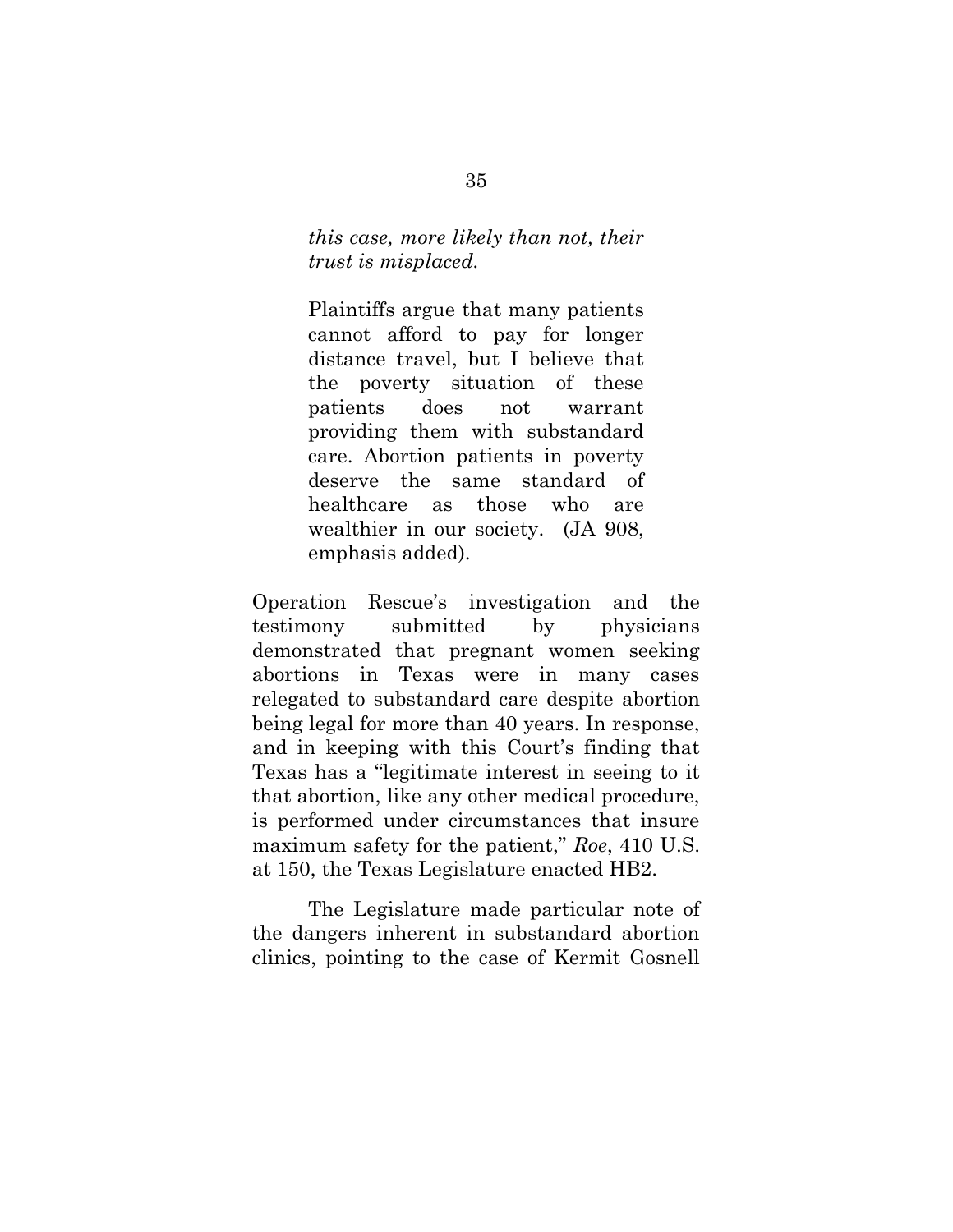> *this case, more likely than not, their trust is misplaced.*
>
> Plaintiffs argue that many patients cannot afford to pay for longer distance travel, but I believe that the poverty situation of these patients does not warrant providing them with substandard care. Abortion patients in poverty deserve the same standard of healthcare as those who are wealthier in our society. (JA 908, emphasis added).

Operation Rescue's investigation and the testimony submitted by physicians demonstrated that pregnant women seeking abortions in Texas were in many cases relegated to substandard care despite abortion being legal for more than 40 years. In response, and in keeping with this Court's finding that Texas has a "legitimate interest in seeing to it that abortion, like any other medical procedure, is performed under circumstances that insure maximum safety for the patient," *Roe*, 410 U.S. at 150, the Texas Legislature enacted HB2.

The Legislature made particular note of the dangers inherent in substandard abortion clinics, pointing to the case of Kermit Gosnell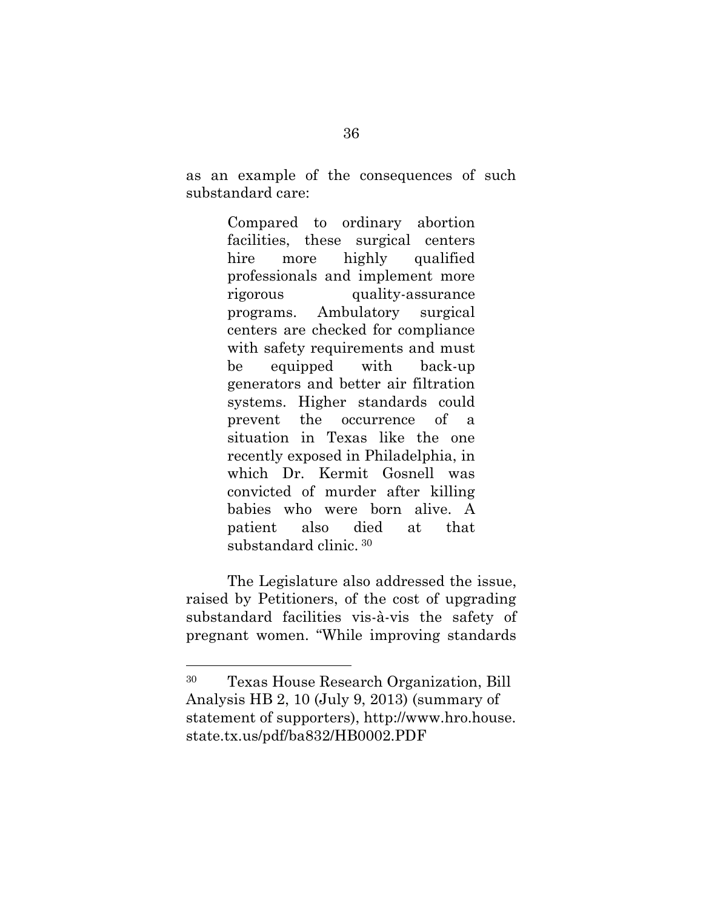as an example of the consequences of such substandard care:

> Compared to ordinary abortion facilities, these surgical centers hire more highly qualified professionals and implement more rigorous quality-assurance programs. Ambulatory surgical centers are checked for compliance with safety requirements and must be equipped with back-up generators and better air filtration systems. Higher standards could prevent the occurrence of a situation in Texas like the one recently exposed in Philadelphia, in which Dr. Kermit Gosnell was convicted of murder after killing babies who were born alive. A patient also died at that substandard clinic. [30]

The Legislature also addressed the issue, raised by Petitioners, of the cost of upgrading substandard facilities vis-à-vis the safety of pregnant women. "While improving standards

---

[30] Texas House Research Organization, Bill Analysis HB 2, 10 (July 9, 2013) (summary of statement of supporters), http://www.hro.house.state.tx.us/pdf/ba832/HB0002.PDF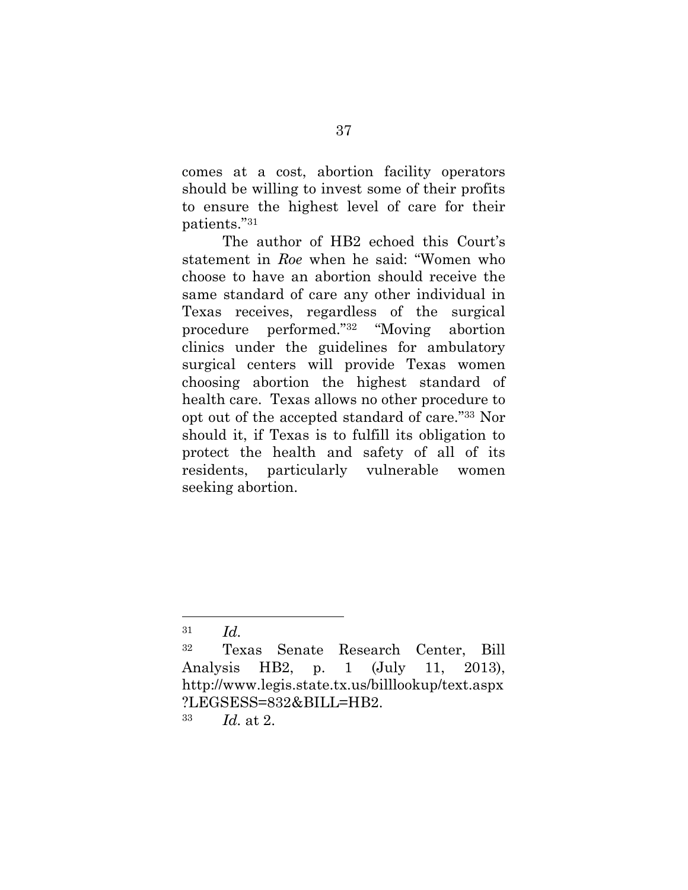comes at a cost, abortion facility operators should be willing to invest some of their profits to ensure the highest level of care for their patients."[31]

The author of HB2 echoed this Court's statement in *Roe* when he said: "Women who choose to have an abortion should receive the same standard of care any other individual in Texas receives, regardless of the surgical procedure performed."[32] "Moving abortion clinics under the guidelines for ambulatory surgical centers will provide Texas women choosing abortion the highest standard of health care. Texas allows no other procedure to opt out of the accepted standard of care."[33] Nor should it, if Texas is to fulfill its obligation to protect the health and safety of all of its residents, particularly vulnerable women seeking abortion.

---

[31] *Id.*

[32] Texas Senate Research Center, Bill Analysis HB2, p. 1 (July 11, 2013), http://www.legis.state.tx.us/billlookup/text.aspx?LEGSESS=832&BILL=HB2.

[33] *Id.* at 2.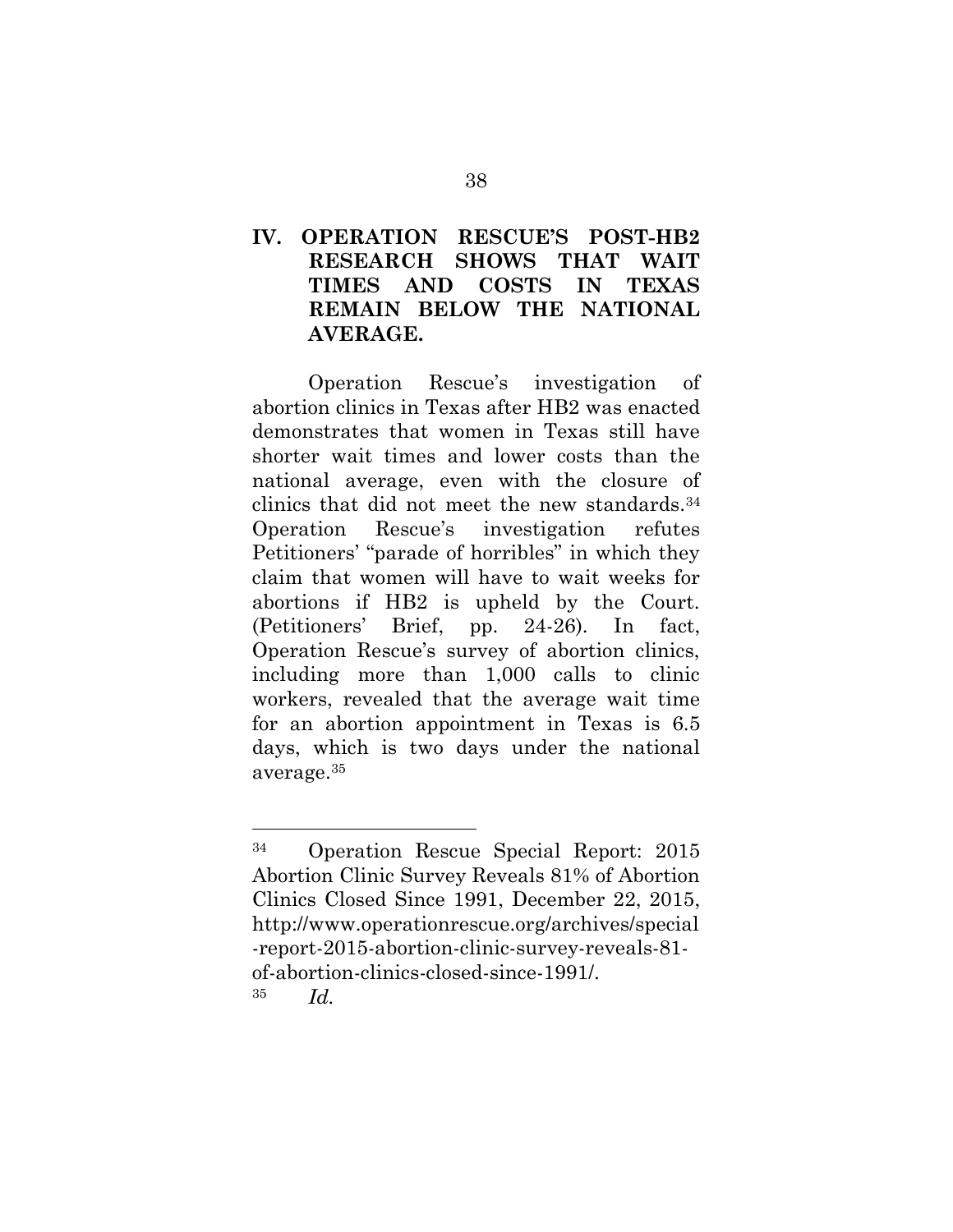## IV. OPERATION RESCUE'S POST-HB2 RESEARCH SHOWS THAT WAIT TIMES AND COSTS IN TEXAS REMAIN BELOW THE NATIONAL AVERAGE.

Operation Rescue's investigation of abortion clinics in Texas after HB2 was enacted demonstrates that women in Texas still have shorter wait times and lower costs than the national average, even with the closure of clinics that did not meet the new standards.[34] Operation Rescue's investigation refutes Petitioners' "parade of horribles" in which they claim that women will have to wait weeks for abortions if HB2 is upheld by the Court. (Petitioners' Brief, pp. 24-26). In fact, Operation Rescue's survey of abortion clinics, including more than 1,000 calls to clinic workers, revealed that the average wait time for an abortion appointment in Texas is 6.5 days, which is two days under the national average.[35]

---

[34] Operation Rescue Special Report: 2015 Abortion Clinic Survey Reveals 81% of Abortion Clinics Closed Since 1991, December 22, 2015, http://www.operationrescue.org/archives/special-report-2015-abortion-clinic-survey-reveals-81-of-abortion-clinics-closed-since-1991/.

[35] *Id.*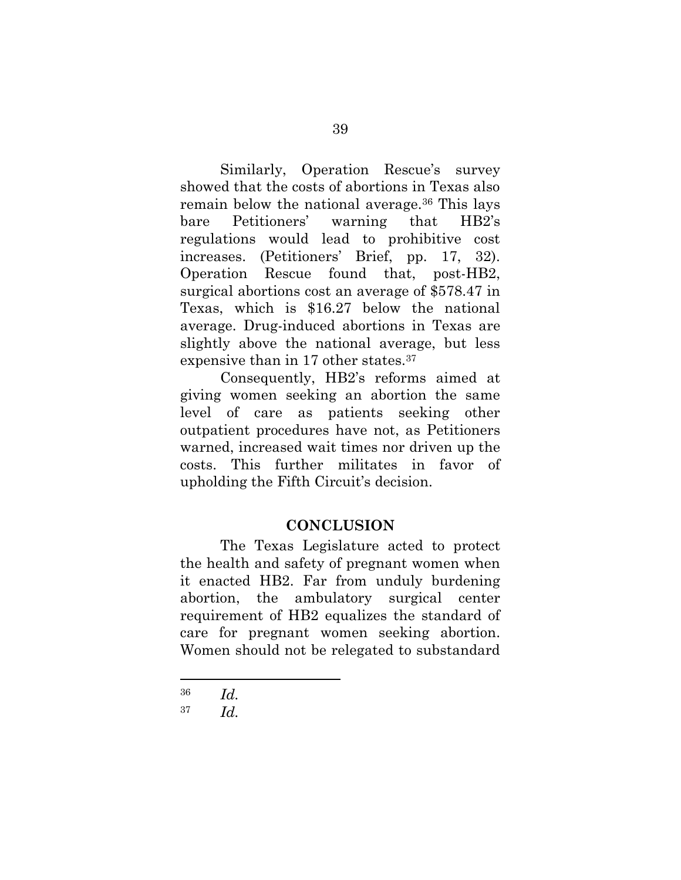Similarly, Operation Rescue's survey showed that the costs of abortions in Texas also remain below the national average.[36] This lays bare Petitioners' warning that HB2's regulations would lead to prohibitive cost increases. (Petitioners' Brief, pp. 17, 32). Operation Rescue found that, post-HB2, surgical abortions cost an average of $578.47 in Texas, which is $16.27 below the national average. Drug-induced abortions in Texas are slightly above the national average, but less expensive than in 17 other states.[37]

Consequently, HB2's reforms aimed at giving women seeking an abortion the same level of care as patients seeking other outpatient procedures have not, as Petitioners warned, increased wait times nor driven up the costs. This further militates in favor of upholding the Fifth Circuit's decision.

## CONCLUSION

The Texas Legislature acted to protect the health and safety of pregnant women when it enacted HB2. Far from unduly burdening abortion, the ambulatory surgical center requirement of HB2 equalizes the standard of care for pregnant women seeking abortion. Women should not be relegated to substandard

---

[36] *Id.*

[37] *Id.*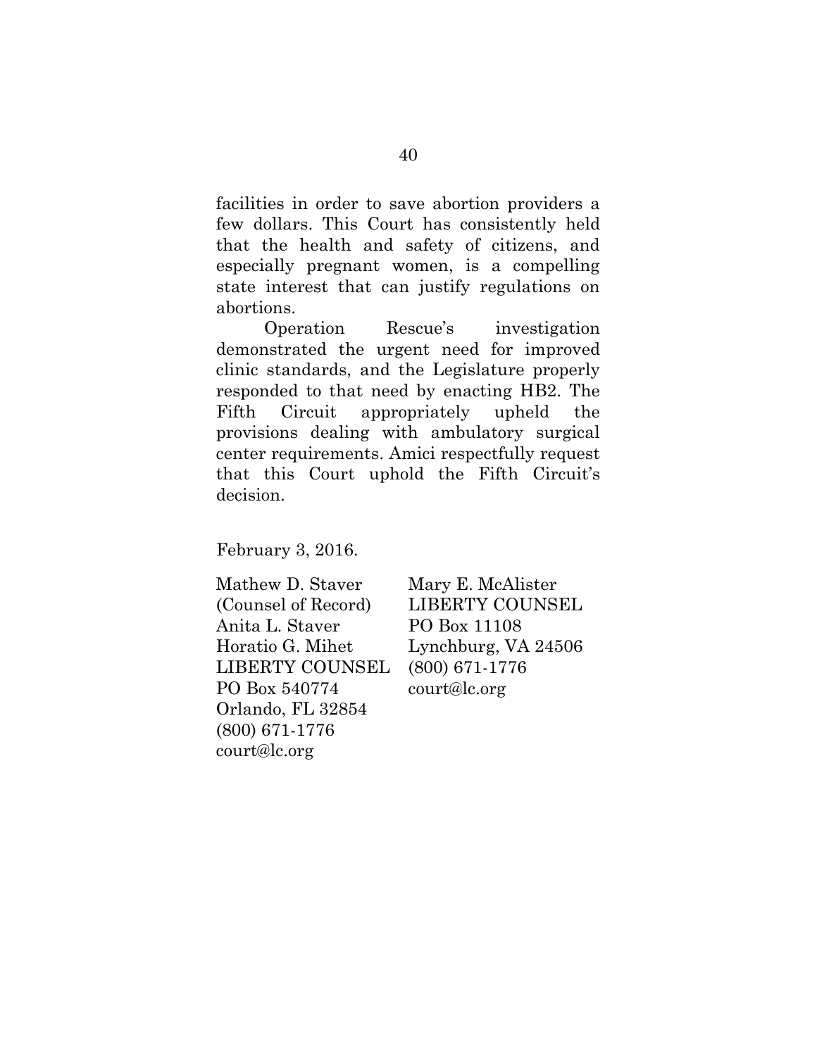facilities in order to save abortion providers a few dollars. This Court has consistently held that the health and safety of citizens, and especially pregnant women, is a compelling state interest that can justify regulations on abortions.

Operation Rescue's investigation demonstrated the urgent need for improved clinic standards, and the Legislature properly responded to that need by enacting HB2. The Fifth Circuit appropriately upheld the provisions dealing with ambulatory surgical center requirements. Amici respectfully request that this Court uphold the Fifth Circuit's decision.

February 3, 2016.

Mathew D. Staver
(Counsel of Record)
Anita L. Staver
Horatio G. Mihet
LIBERTY COUNSEL
PO Box 540774
Orlando, FL 32854
(800) 671-1776
court@lc.org

Mary E. McAlister
LIBERTY COUNSEL
PO Box 11108
Lynchburg, VA 24506
(800) 671-1776
court@lc.org